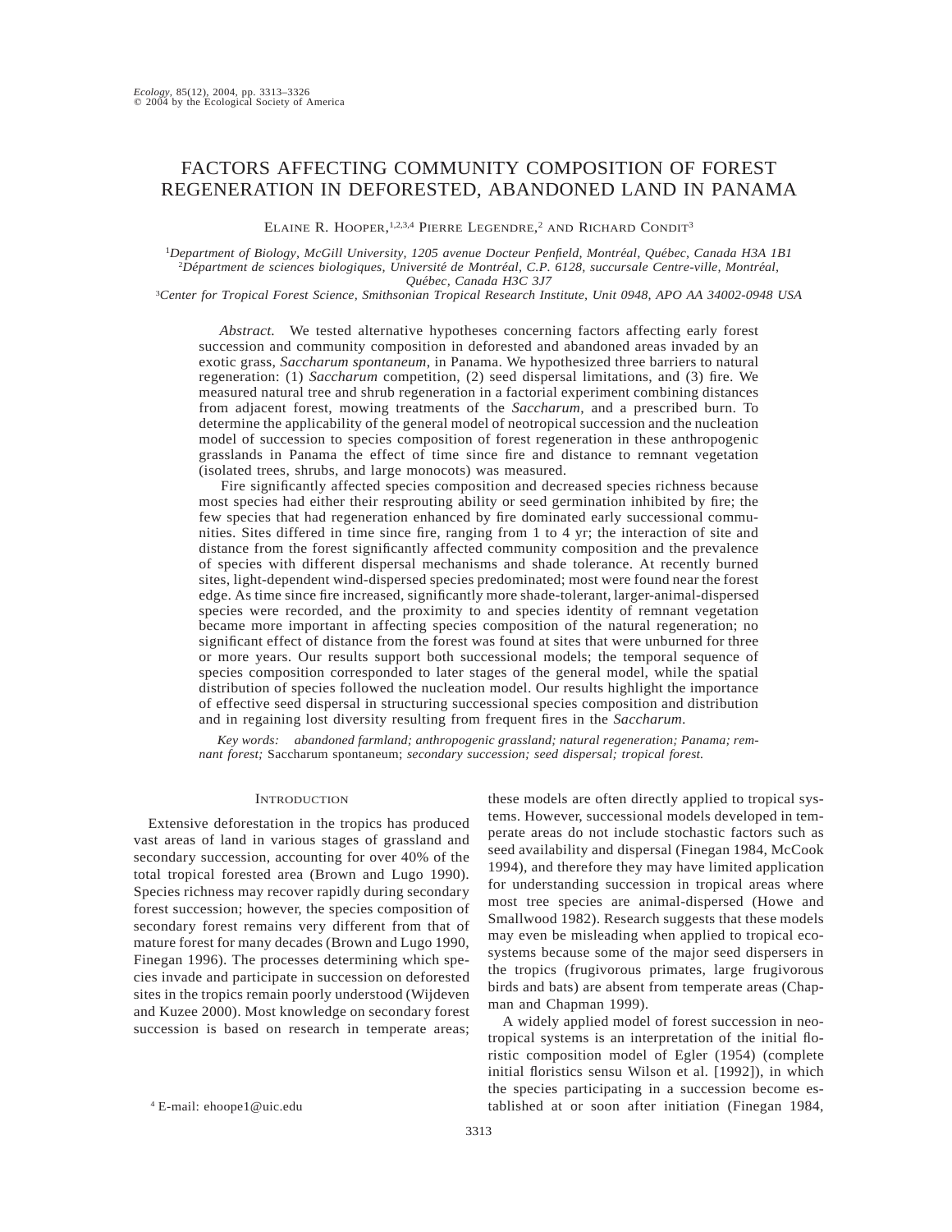# FACTORS AFFECTING COMMUNITY COMPOSITION OF FOREST REGENERATION IN DEFORESTED, ABANDONED LAND IN PANAMA

Elaine R. Hooper,[1,2,3,4] Pierre Legendre,[2] and Richard Condit[3]

[1]*Department of Biology, McGill University, 1205 avenue Docteur Penfield, Montréal, Québec, Canada H3A 1B1*
[2]*Département de sciences biologiques, Université de Montréal, C.P. 6128, succursale Centre-ville, Montréal, Québec, Canada H3C 3J7*
[3]*Center for Tropical Forest Science, Smithsonian Tropical Research Institute, Unit 0948, APO AA 34002-0948 USA*

*Abstract.* We tested alternative hypotheses concerning factors affecting early forest succession and community composition in deforested and abandoned areas invaded by an exotic grass, *Saccharum spontaneum*, in Panama. We hypothesized three barriers to natural regeneration: (1) *Saccharum* competition, (2) seed dispersal limitations, and (3) fire. We measured natural tree and shrub regeneration in a factorial experiment combining distances from adjacent forest, mowing treatments of the *Saccharum*, and a prescribed burn. To determine the applicability of the general model of neotropical succession and the nucleation model of succession to species composition of forest regeneration in these anthropogenic grasslands in Panama the effect of time since fire and distance to remnant vegetation (isolated trees, shrubs, and large monocots) was measured.

Fire significantly affected species composition and decreased species richness because most species had either their resprouting ability or seed germination inhibited by fire; the few species that had regeneration enhanced by fire dominated early successional communities. Sites differed in time since fire, ranging from 1 to 4 yr; the interaction of site and distance from the forest significantly affected community composition and the prevalence of species with different dispersal mechanisms and shade tolerance. At recently burned sites, light-dependent wind-dispersed species predominated; most were found near the forest edge. As time since fire increased, significantly more shade-tolerant, larger-animal-dispersed species were recorded, and the proximity to and species identity of remnant vegetation became more important in affecting species composition of the natural regeneration; no significant effect of distance from the forest was found at sites that were unburned for three or more years. Our results support both successional models; the temporal sequence of species composition corresponded to later stages of the general model, while the spatial distribution of species followed the nucleation model. Our results highlight the importance of effective seed dispersal in structuring successional species composition and distribution and in regaining lost diversity resulting from frequent fires in the *Saccharum*.

*Key words: abandoned farmland; anthropogenic grassland; natural regeneration; Panama; remnant forest;* Saccharum spontaneum; *secondary succession; seed dispersal; tropical forest.*

## Introduction

Extensive deforestation in the tropics has produced vast areas of land in various stages of grassland and secondary succession, accounting for over 40% of the total tropical forested area (Brown and Lugo 1990). Species richness may recover rapidly during secondary forest succession; however, the species composition of secondary forest remains very different from that of mature forest for many decades (Brown and Lugo 1990, Finegan 1996). The processes determining which species invade and participate in succession on deforested sites in the tropics remain poorly understood (Wijdeven and Kuzee 2000). Most knowledge on secondary forest succession is based on research in temperate areas; these models are often directly applied to tropical systems. However, successional models developed in temperate areas do not include stochastic factors such as seed availability and dispersal (Finegan 1984, McCook 1994), and therefore they may have limited application for understanding succession in tropical areas where most tree species are animal-dispersed (Howe and Smallwood 1982). Research suggests that these models may even be misleading when applied to tropical ecosystems because some of the major seed dispersers in the tropics (frugivorous primates, large frugivorous birds and bats) are absent from temperate areas (Chapman and Chapman 1999).

A widely applied model of forest succession in neotropical systems is an interpretation of the initial floristic composition model of Egler (1954) (complete initial floristics sensu Wilson et al. [1992]), in which the species participating in a succession become established at or soon after initiation (Finegan 1984,

[4] E-mail: ehoope1@uic.edu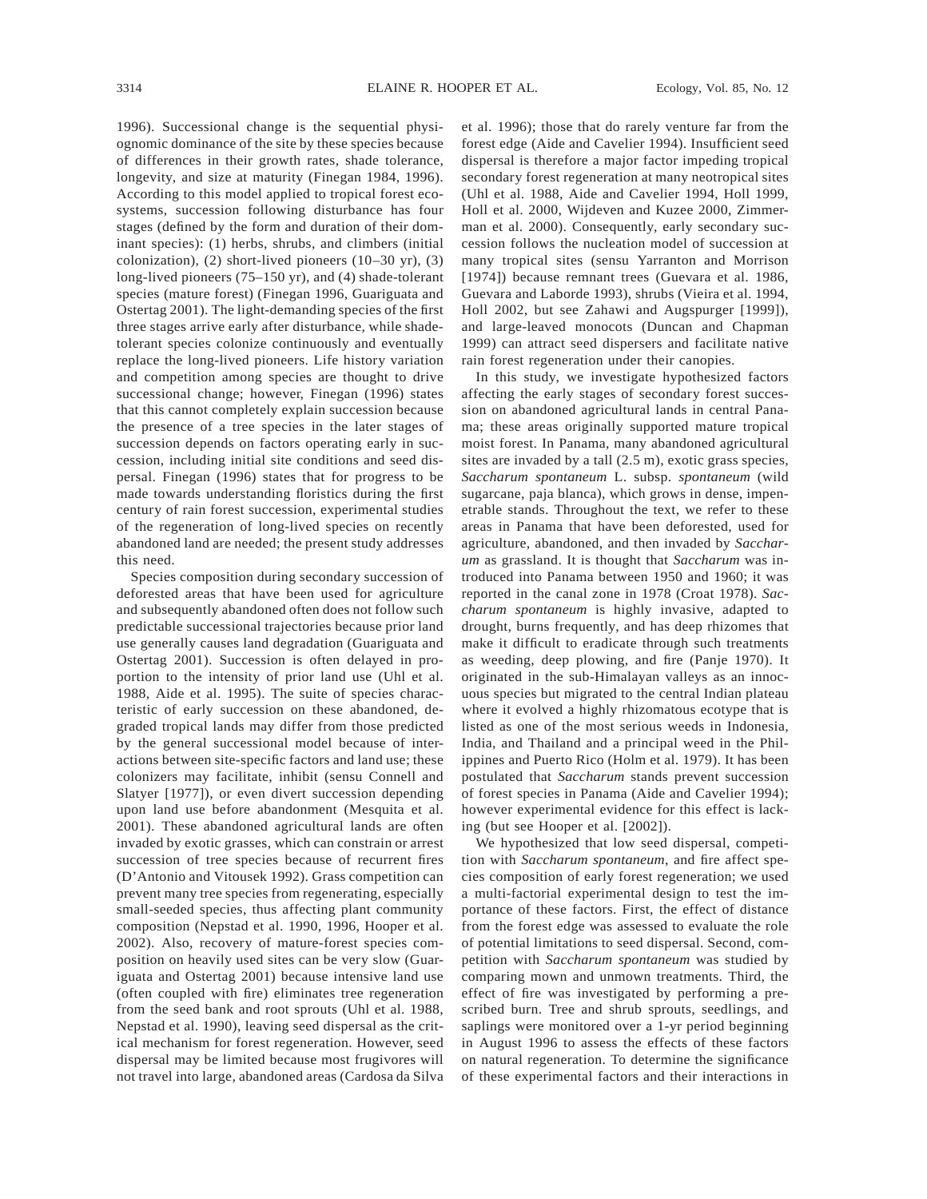1996). Successional change is the sequential physiognomic dominance of the site by these species because of differences in their growth rates, shade tolerance, longevity, and size at maturity (Finegan 1984, 1996). According to this model applied to tropical forest ecosystems, succession following disturbance has four stages (defined by the form and duration of their dominant species): (1) herbs, shrubs, and climbers (initial colonization), (2) short-lived pioneers (10–30 yr), (3) long-lived pioneers (75–150 yr), and (4) shade-tolerant species (mature forest) (Finegan 1996, Guariguata and Ostertag 2001). The light-demanding species of the first three stages arrive early after disturbance, while shade-tolerant species colonize continuously and eventually replace the long-lived pioneers. Life history variation and competition among species are thought to drive successional change; however, Finegan (1996) states that this cannot completely explain succession because the presence of a tree species in the later stages of succession depends on factors operating early in succession, including initial site conditions and seed dispersal. Finegan (1996) states that for progress to be made towards understanding floristics during the first century of rain forest succession, experimental studies of the regeneration of long-lived species on recently abandoned land are needed; the present study addresses this need.

Species composition during secondary succession of deforested areas that have been used for agriculture and subsequently abandoned often does not follow such predictable successional trajectories because prior land use generally causes land degradation (Guariguata and Ostertag 2001). Succession is often delayed in proportion to the intensity of prior land use (Uhl et al. 1988, Aide et al. 1995). The suite of species characteristic of early succession on these abandoned, degraded tropical lands may differ from those predicted by the general successional model because of interactions between site-specific factors and land use; these colonizers may facilitate, inhibit (sensu Connell and Slatyer [1977]), or even divert succession depending upon land use before abandonment (Mesquita et al. 2001). These abandoned agricultural lands are often invaded by exotic grasses, which can constrain or arrest succession of tree species because of recurrent fires (D'Antonio and Vitousek 1992). Grass competition can prevent many tree species from regenerating, especially small-seeded species, thus affecting plant community composition (Nepstad et al. 1990, 1996, Hooper et al. 2002). Also, recovery of mature-forest species composition on heavily used sites can be very slow (Guariguata and Ostertag 2001) because intensive land use (often coupled with fire) eliminates tree regeneration from the seed bank and root sprouts (Uhl et al. 1988, Nepstad et al. 1990), leaving seed dispersal as the critical mechanism for forest regeneration. However, seed dispersal may be limited because most frugivores will not travel into large, abandoned areas (Cardosa da Silva et al. 1996); those that do rarely venture far from the forest edge (Aide and Cavelier 1994). Insufficient seed dispersal is therefore a major factor impeding tropical secondary forest regeneration at many neotropical sites (Uhl et al. 1988, Aide and Cavelier 1994, Holl 1999, Holl et al. 2000, Wijdeven and Kuzee 2000, Zimmerman et al. 2000). Consequently, early secondary succession follows the nucleation model of succession at many tropical sites (sensu Yarranton and Morrison [1974]) because remnant trees (Guevara et al. 1986, Guevara and Laborde 1993), shrubs (Vieira et al. 1994, Holl 2002, but see Zahawi and Augspurger [1999]), and large-leaved monocots (Duncan and Chapman 1999) can attract seed dispersers and facilitate native rain forest regeneration under their canopies.

In this study, we investigate hypothesized factors affecting the early stages of secondary forest succession on abandoned agricultural lands in central Panama; these areas originally supported mature tropical moist forest. In Panama, many abandoned agricultural sites are invaded by a tall (2.5 m), exotic grass species, *Saccharum spontaneum* L. subsp. *spontaneum* (wild sugarcane, paja blanca), which grows in dense, impenetrable stands. Throughout the text, we refer to these areas in Panama that have been deforested, used for agriculture, abandoned, and then invaded by *Saccharum* as grassland. It is thought that *Saccharum* was introduced into Panama between 1950 and 1960; it was reported in the canal zone in 1978 (Croat 1978). *Saccharum spontaneum* is highly invasive, adapted to drought, burns frequently, and has deep rhizomes that make it difficult to eradicate through such treatments as weeding, deep plowing, and fire (Panje 1970). It originated in the sub-Himalayan valleys as an innocuous species but migrated to the central Indian plateau where it evolved a highly rhizomatous ecotype that is listed as one of the most serious weeds in Indonesia, India, and Thailand and a principal weed in the Philippines and Puerto Rico (Holm et al. 1979). It has been postulated that *Saccharum* stands prevent succession of forest species in Panama (Aide and Cavelier 1994); however experimental evidence for this effect is lacking (but see Hooper et al. [2002]).

We hypothesized that low seed dispersal, competition with *Saccharum spontaneum*, and fire affect species composition of early forest regeneration; we used a multi-factorial experimental design to test the importance of these factors. First, the effect of distance from the forest edge was assessed to evaluate the role of potential limitations to seed dispersal. Second, competition with *Saccharum spontaneum* was studied by comparing mown and unmown treatments. Third, the effect of fire was investigated by performing a prescribed burn. Tree and shrub sprouts, seedlings, and saplings were monitored over a 1-yr period beginning in August 1996 to assess the effects of these factors on natural regeneration. To determine the significance of these experimental factors and their interactions in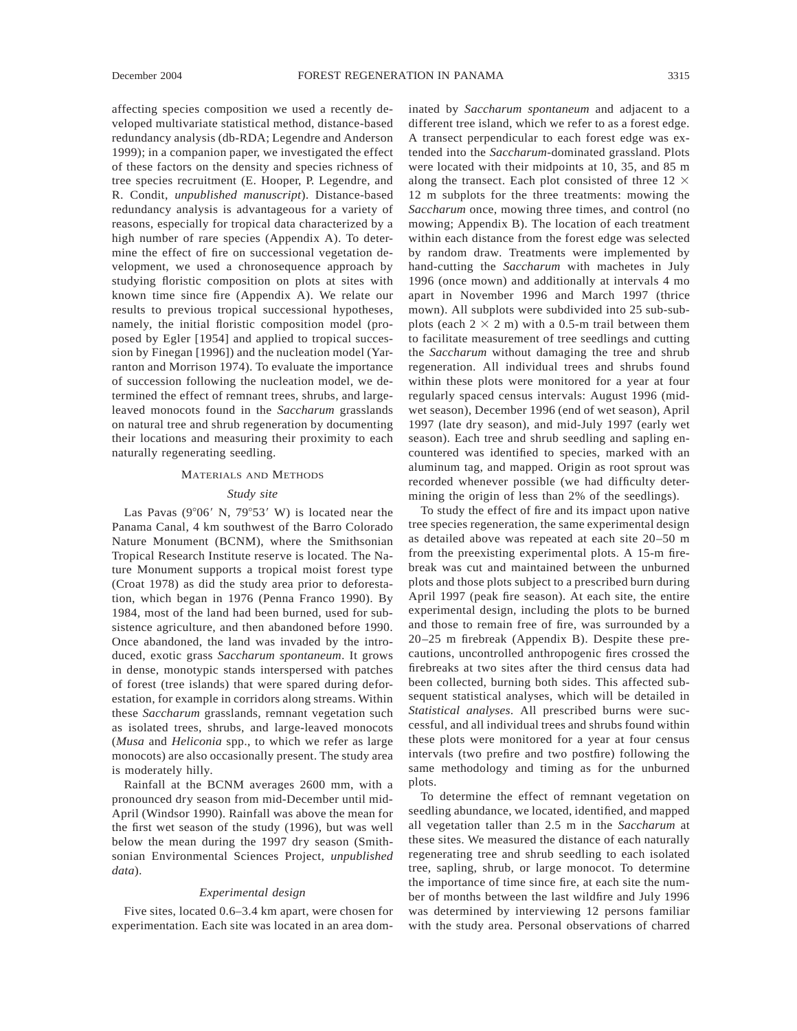affecting species composition we used a recently developed multivariate statistical method, distance-based redundancy analysis (db-RDA; Legendre and Anderson 1999); in a companion paper, we investigated the effect of these factors on the density and species richness of tree species recruitment (E. Hooper, P. Legendre, and R. Condit, *unpublished manuscript*). Distance-based redundancy analysis is advantageous for a variety of reasons, especially for tropical data characterized by a high number of rare species (Appendix A). To determine the effect of fire on successional vegetation development, we used a chronosequence approach by studying floristic composition on plots at sites with known time since fire (Appendix A). We relate our results to previous tropical successional hypotheses, namely, the initial floristic composition model (proposed by Egler [1954] and applied to tropical succession by Finegan [1996]) and the nucleation model (Yarranton and Morrison 1974). To evaluate the importance of succession following the nucleation model, we determined the effect of remnant trees, shrubs, and large-leaved monocots found in the *Saccharum* grasslands on natural tree and shrub regeneration by documenting their locations and measuring their proximity to each naturally regenerating seedling.

## Materials and Methods

### *Study site*

Las Pavas (9°06′ N, 79°53′ W) is located near the Panama Canal, 4 km southwest of the Barro Colorado Nature Monument (BCNM), where the Smithsonian Tropical Research Institute reserve is located. The Nature Monument supports a tropical moist forest type (Croat 1978) as did the study area prior to deforestation, which began in 1976 (Penna Franco 1990). By 1984, most of the land had been burned, used for subsistence agriculture, and then abandoned before 1990. Once abandoned, the land was invaded by the introduced, exotic grass *Saccharum spontaneum*. It grows in dense, monotypic stands interspersed with patches of forest (tree islands) that were spared during deforestation, for example in corridors along streams. Within these *Saccharum* grasslands, remnant vegetation such as isolated trees, shrubs, and large-leaved monocots (*Musa* and *Heliconia* spp., to which we refer as large monocots) are also occasionally present. The study area is moderately hilly.

Rainfall at the BCNM averages 2600 mm, with a pronounced dry season from mid-December until mid-April (Windsor 1990). Rainfall was above the mean for the first wet season of the study (1996), but was well below the mean during the 1997 dry season (Smithsonian Environmental Sciences Project, *unpublished data*).

### *Experimental design*

Five sites, located 0.6–3.4 km apart, were chosen for experimentation. Each site was located in an area dominated by *Saccharum spontaneum* and adjacent to a different tree island, which we refer to as a forest edge. A transect perpendicular to each forest edge was extended into the *Saccharum*-dominated grassland. Plots were located with their midpoints at 10, 35, and 85 m along the transect. Each plot consisted of three 12 × 12 m subplots for the three treatments: mowing the *Saccharum* once, mowing three times, and control (no mowing; Appendix B). The location of each treatment within each distance from the forest edge was selected by random draw. Treatments were implemented by hand-cutting the *Saccharum* with machetes in July 1996 (once mown) and additionally at intervals 4 mo apart in November 1996 and March 1997 (thrice mown). All subplots were subdivided into 25 sub-subplots (each 2 × 2 m) with a 0.5-m trail between them to facilitate measurement of tree seedlings and cutting the *Saccharum* without damaging the tree and shrub regeneration. All individual trees and shrubs found within these plots were monitored for a year at four regularly spaced census intervals: August 1996 (mid-wet season), December 1996 (end of wet season), April 1997 (late dry season), and mid-July 1997 (early wet season). Each tree and shrub seedling and sapling encountered was identified to species, marked with an aluminum tag, and mapped. Origin as root sprout was recorded whenever possible (we had difficulty determining the origin of less than 2% of the seedlings).

To study the effect of fire and its impact upon native tree species regeneration, the same experimental design as detailed above was repeated at each site 20–50 m from the preexisting experimental plots. A 15-m firebreak was cut and maintained between the unburned plots and those plots subject to a prescribed burn during April 1997 (peak fire season). At each site, the entire experimental design, including the plots to be burned and those to remain free of fire, was surrounded by a 20–25 m firebreak (Appendix B). Despite these precautions, uncontrolled anthropogenic fires crossed the firebreaks at two sites after the third census data had been collected, burning both sides. This affected subsequent statistical analyses, which will be detailed in *Statistical analyses*. All prescribed burns were successful, and all individual trees and shrubs found within these plots were monitored for a year at four census intervals (two prefire and two postfire) following the same methodology and timing as for the unburned plots.

To determine the effect of remnant vegetation on seedling abundance, we located, identified, and mapped all vegetation taller than 2.5 m in the *Saccharum* at these sites. We measured the distance of each naturally regenerating tree and shrub seedling to each isolated tree, sapling, shrub, or large monocot. To determine the importance of time since fire, at each site the number of months between the last wildfire and July 1996 was determined by interviewing 12 persons familiar with the study area. Personal observations of charred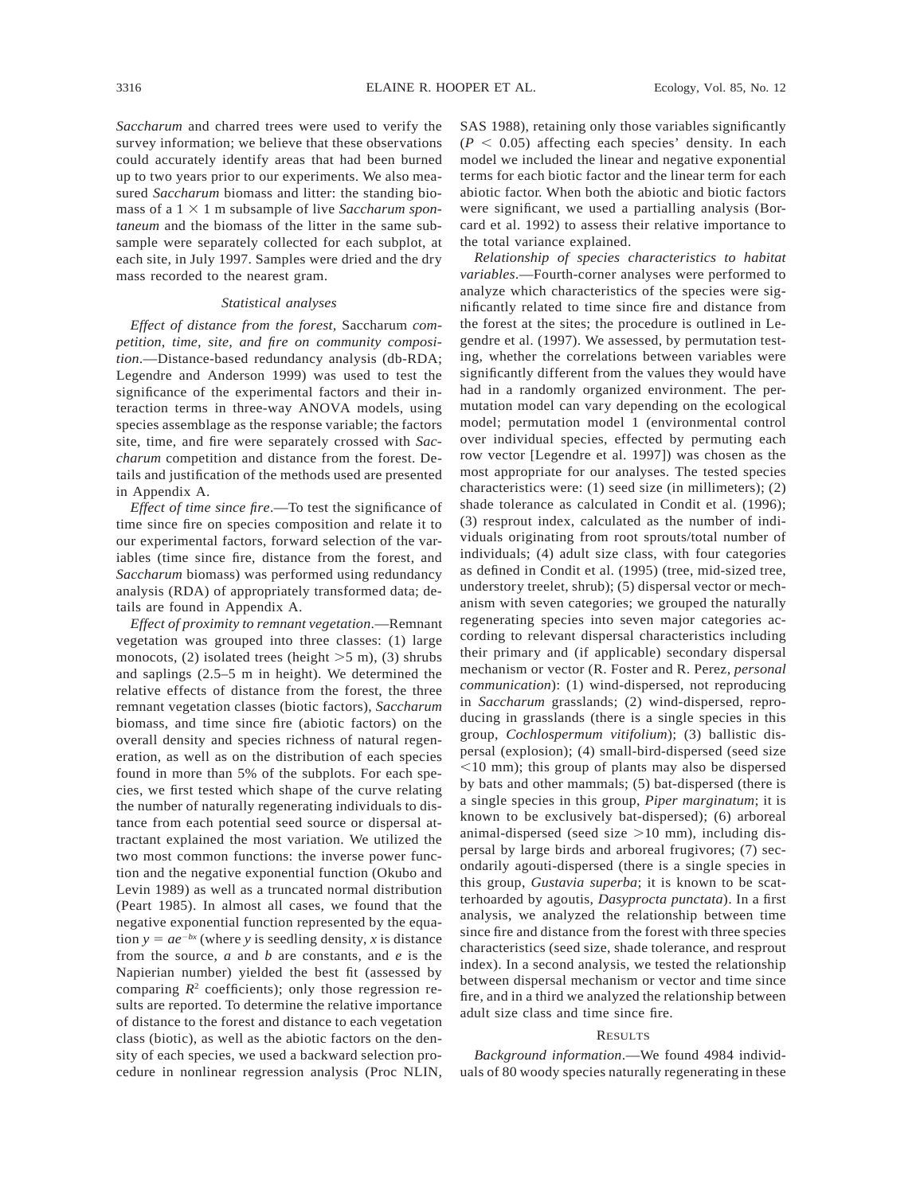*Saccharum* and charred trees were used to verify the survey information; we believe that these observations could accurately identify areas that had been burned up to two years prior to our experiments. We also measured *Saccharum* biomass and litter: the standing biomass of a 1 × 1 m subsample of live *Saccharum spontaneum* and the biomass of the litter in the same subsample were separately collected for each subplot, at each site, in July 1997. Samples were dried and the dry mass recorded to the nearest gram.

### *Statistical analyses*

*Effect of distance from the forest,* Saccharum *competition, time, site, and fire on community composition*.—Distance-based redundancy analysis (db-RDA; Legendre and Anderson 1999) was used to test the significance of the experimental factors and their interaction terms in three-way ANOVA models, using species assemblage as the response variable; the factors site, time, and fire were separately crossed with *Saccharum* competition and distance from the forest. Details and justification of the methods used are presented in Appendix A.

*Effect of time since fire*.—To test the significance of time since fire on species composition and relate it to our experimental factors, forward selection of the variables (time since fire, distance from the forest, and *Saccharum* biomass) was performed using redundancy analysis (RDA) of appropriately transformed data; details are found in Appendix A.

*Effect of proximity to remnant vegetation*.—Remnant vegetation was grouped into three classes: (1) large monocots, (2) isolated trees (height >5 m), (3) shrubs and saplings (2.5–5 m in height). We determined the relative effects of distance from the forest, the three remnant vegetation classes (biotic factors), *Saccharum* biomass, and time since fire (abiotic factors) on the overall density and species richness of natural regeneration, as well as on the distribution of each species found in more than 5% of the subplots. For each species, we first tested which shape of the curve relating the number of naturally regenerating individuals to distance from each potential seed source or dispersal attractant explained the most variation. We utilized the two most common functions: the inverse power function and the negative exponential function (Okubo and Levin 1989) as well as a truncated normal distribution (Peart 1985). In almost all cases, we found that the negative exponential function represented by the equation $y = ae^{-bx}$ (where $y$ is seedling density, $x$ is distance from the source, $a$ and $b$ are constants, and $e$ is the Napierian number) yielded the best fit (assessed by comparing $R^2$ coefficients); only those regression results are reported. To determine the relative importance of distance to the forest and distance to each vegetation class (biotic), as well as the abiotic factors on the density of each species, we used a backward selection procedure in nonlinear regression analysis (Proc NLIN, SAS 1988), retaining only those variables significantly ($P < 0.05$) affecting each species' density. In each model we included the linear and negative exponential terms for each biotic factor and the linear term for each abiotic factor. When both the abiotic and biotic factors were significant, we used a partialling analysis (Borcard et al. 1992) to assess their relative importance to the total variance explained.

*Relationship of species characteristics to habitat variables*.—Fourth-corner analyses were performed to analyze which characteristics of the species were significantly related to time since fire and distance from the forest at the sites; the procedure is outlined in Legendre et al. (1997). We assessed, by permutation testing, whether the correlations between variables were significantly different from the values they would have had in a randomly organized environment. The permutation model can vary depending on the ecological model; permutation model 1 (environmental control over individual species, effected by permuting each row vector [Legendre et al. 1997]) was chosen as the most appropriate for our analyses. The tested species characteristics were: (1) seed size (in millimeters); (2) shade tolerance as calculated in Condit et al. (1996); (3) resprout index, calculated as the number of individuals originating from root sprouts/total number of individuals; (4) adult size class, with four categories as defined in Condit et al. (1995) (tree, mid-sized tree, understory treelet, shrub); (5) dispersal vector or mechanism with seven categories; we grouped the naturally regenerating species into seven major categories according to relevant dispersal characteristics including their primary and (if applicable) secondary dispersal mechanism or vector (R. Foster and R. Perez, *personal communication*): (1) wind-dispersed, not reproducing in *Saccharum* grasslands; (2) wind-dispersed, reproducing in grasslands (there is a single species in this group, *Cochlospermum vitifolium*); (3) ballistic dispersal (explosion); (4) small-bird-dispersed (seed size <10 mm); this group of plants may also be dispersed by bats and other mammals; (5) bat-dispersed (there is a single species in this group, *Piper marginatum*; it is known to be exclusively bat-dispersed); (6) arboreal animal-dispersed (seed size >10 mm), including dispersal by large birds and arboreal frugivores; (7) secondarily agouti-dispersed (there is a single species in this group, *Gustavia superba*; it is known to be scatterhoarded by agoutis, *Dasyprocta punctata*). In a first analysis, we analyzed the relationship between time since fire and distance from the forest with three species characteristics (seed size, shade tolerance, and resprout index). In a second analysis, we tested the relationship between dispersal mechanism or vector and time since fire, and in a third we analyzed the relationship between adult size class and time since fire.

## Results

*Background information*.—We found 4984 individuals of 80 woody species naturally regenerating in these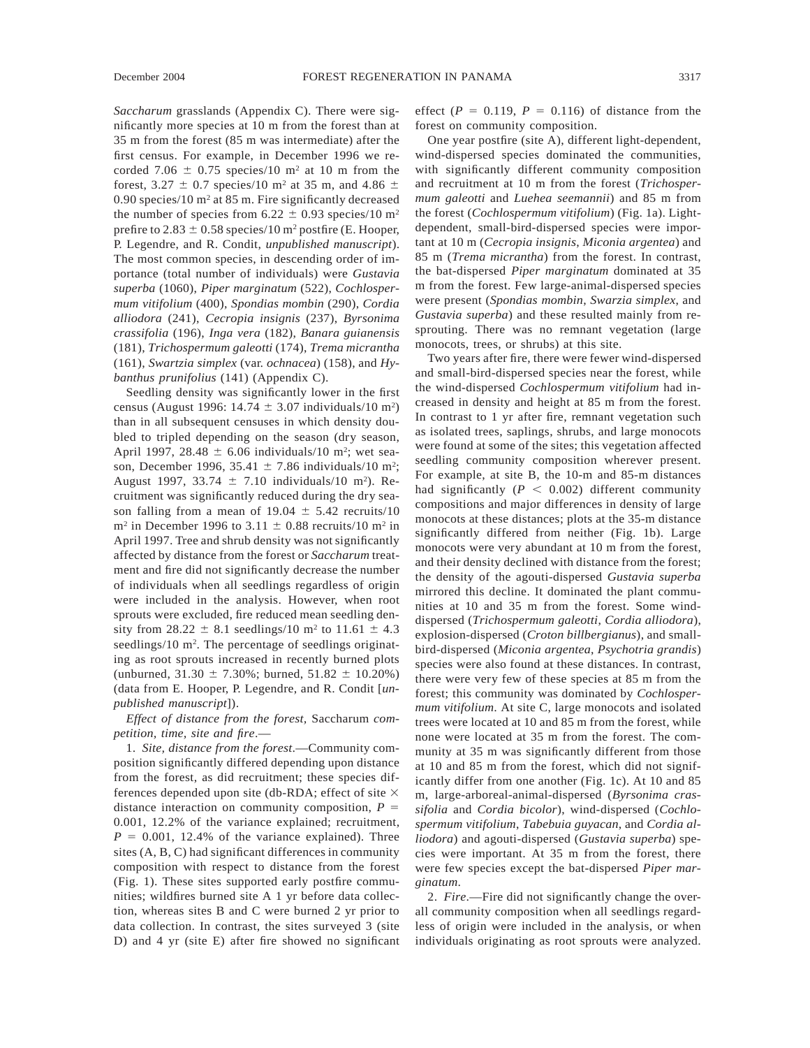*Saccharum* grasslands (Appendix C). There were significantly more species at 10 m from the forest than at 35 m from the forest (85 m was intermediate) after the first census. For example, in December 1996 we recorded 7.06 ± 0.75 species/10 m² at 10 m from the forest, 3.27 ± 0.7 species/10 m² at 35 m, and 4.86 ± 0.90 species/10 m² at 85 m. Fire significantly decreased the number of species from 6.22 ± 0.93 species/10 m² prefire to 2.83 ± 0.58 species/10 m² postfire (E. Hooper, P. Legendre, and R. Condit, *unpublished manuscript*). The most common species, in descending order of importance (total number of individuals) were *Gustavia superba* (1060), *Piper marginatum* (522), *Cochlospermum vitifolium* (400), *Spondias mombin* (290), *Cordia alliodora* (241), *Cecropia insignis* (237), *Byrsonima crassifolia* (196), *Inga vera* (182), *Banara guianensis* (181), *Trichospermum galeotti* (174), *Trema micrantha* (161), *Swartzia simplex* (var. *ochnacea*) (158), and *Hybanthus prunifolius* (141) (Appendix C).

Seedling density was significantly lower in the first census (August 1996: 14.74 ± 3.07 individuals/10 m²) than in all subsequent censuses in which density doubled to tripled depending on the season (dry season, April 1997, 28.48 ± 6.06 individuals/10 m²; wet season, December 1996, 35.41 ± 7.86 individuals/10 m²; August 1997, 33.74 ± 7.10 individuals/10 m²). Recruitment was significantly reduced during the dry season falling from a mean of 19.04 ± 5.42 recruits/10 m² in December 1996 to 3.11 ± 0.88 recruits/10 m² in April 1997. Tree and shrub density was not significantly affected by distance from the forest or *Saccharum* treatment and fire did not significantly decrease the number of individuals when all seedlings regardless of origin were included in the analysis. However, when root sprouts were excluded, fire reduced mean seedling density from 28.22 ± 8.1 seedlings/10 m² to 11.61 ± 4.3 seedlings/10 m². The percentage of seedlings originating as root sprouts increased in recently burned plots (unburned, 31.30 ± 7.30%; burned, 51.82 ± 10.20%) (data from E. Hooper, P. Legendre, and R. Condit [*unpublished manuscript*]).

*Effect of distance from the forest,* Saccharum *competition, time, site and fire*.—

1. *Site, distance from the forest*.—Community composition significantly differed depending upon distance from the forest, as did recruitment; these species differences depended upon site (db-RDA; effect of site × distance interaction on community composition, $P$ = 0.001, 12.2% of the variance explained; recruitment, $P$ = 0.001, 12.4% of the variance explained). Three sites (A, B, C) had significant differences in community composition with respect to distance from the forest (Fig. 1). These sites supported early postfire communities; wildfires burned site A 1 yr before data collection, whereas sites B and C were burned 2 yr prior to data collection. In contrast, the sites surveyed 3 (site D) and 4 yr (site E) after fire showed no significant effect ($P$ = 0.119, $P$ = 0.116) of distance from the forest on community composition.

One year postfire (site A), different light-dependent, wind-dispersed species dominated the communities, with significantly different community composition and recruitment at 10 m from the forest (*Trichospermum galeotti* and *Luehea seemannii*) and 85 m from the forest (*Cochlospermum vitifolium*) (Fig. 1a). Light-dependent, small-bird-dispersed species were important at 10 m (*Cecropia insignis*, *Miconia argentea*) and 85 m (*Trema micrantha*) from the forest. In contrast, the bat-dispersed *Piper marginatum* dominated at 35 m from the forest. Few large-animal-dispersed species were present (*Spondias mombin*, *Swarzia simplex*, and *Gustavia superba*) and these resulted mainly from resprouting. There was no remnant vegetation (large monocots, trees, or shrubs) at this site.

Two years after fire, there were fewer wind-dispersed and small-bird-dispersed species near the forest, while the wind-dispersed *Cochlospermum vitifolium* had increased in density and height at 85 m from the forest. In contrast to 1 yr after fire, remnant vegetation such as isolated trees, saplings, shrubs, and large monocots were found at some of the sites; this vegetation affected seedling community composition wherever present. For example, at site B, the 10-m and 85-m distances had significantly ($P$ < 0.002) different community compositions and major differences in density of large monocots at these distances; plots at the 35-m distance significantly differed from neither (Fig. 1b). Large monocots were very abundant at 10 m from the forest, and their density declined with distance from the forest; the density of the agouti-dispersed *Gustavia superba* mirrored this decline. It dominated the plant communities at 10 and 35 m from the forest. Some wind-dispersed (*Trichospermum galeotti*, *Cordia alliodora*), explosion-dispersed (*Croton billbergianus*), and small-bird-dispersed (*Miconia argentea*, *Psychotria grandis*) species were also found at these distances. In contrast, there were very few of these species at 85 m from the forest; this community was dominated by *Cochlospermum vitifolium*. At site C, large monocots and isolated trees were located at 10 and 85 m from the forest, while none were located at 35 m from the forest. The community at 35 m was significantly different from those at 10 and 85 m from the forest, which did not significantly differ from one another (Fig. 1c). At 10 and 85 m, large-arboreal-animal-dispersed (*Byrsonima crassifolia* and *Cordia bicolor*), wind-dispersed (*Cochlospermum vitifolium*, *Tabebuia guyacan*, and *Cordia alliodora*) and agouti-dispersed (*Gustavia superba*) species were important. At 35 m from the forest, there were few species except the bat-dispersed *Piper marginatum*.

2. *Fire*.—Fire did not significantly change the overall community composition when all seedlings regardless of origin were included in the analysis, or when individuals originating as root sprouts were analyzed.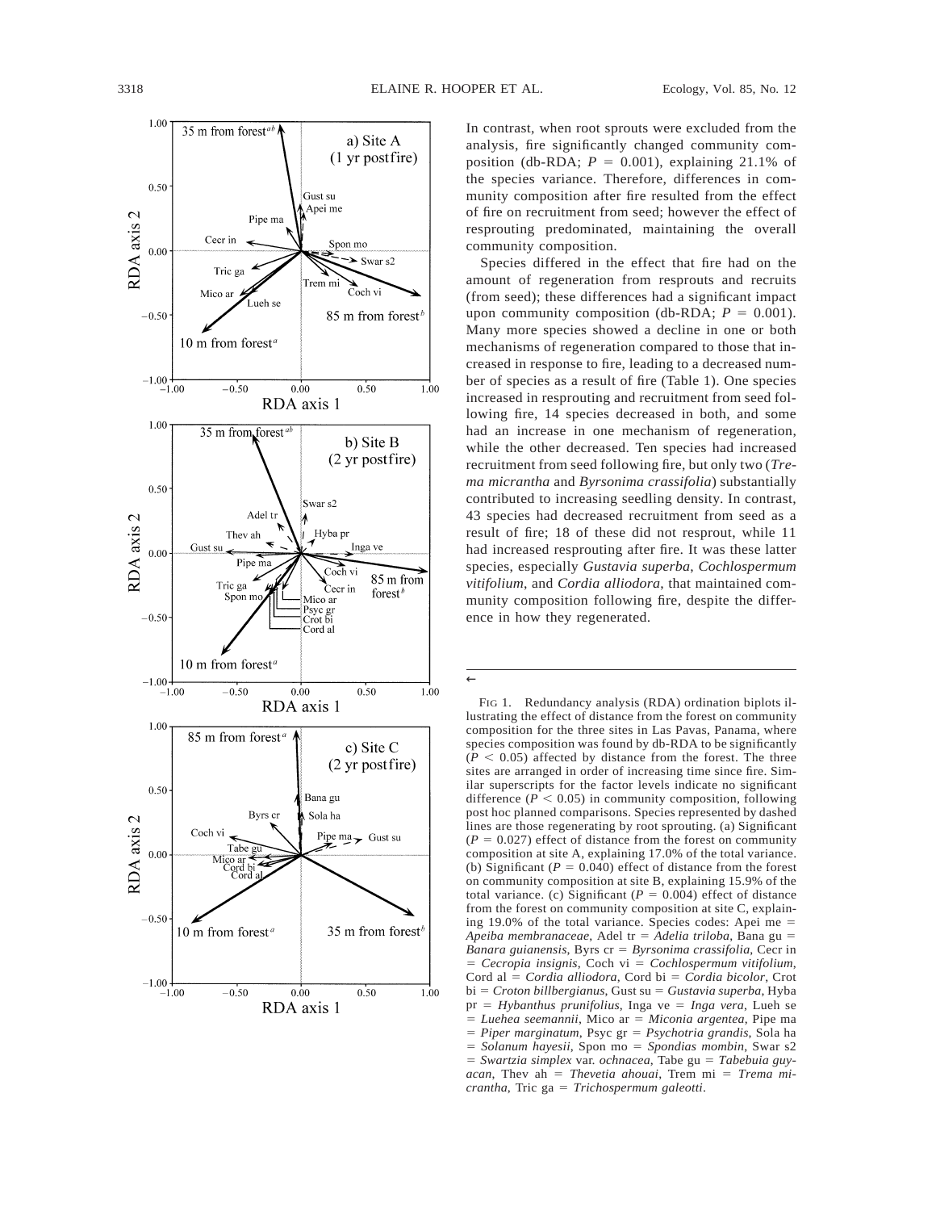In contrast, when root sprouts were excluded from the analysis, fire significantly changed community composition (db-RDA; $P = 0.001$), explaining 21.1% of the species variance. Therefore, differences in community composition after fire resulted from the effect of fire on recruitment from seed; however the effect of resprouting predominated, maintaining the overall community composition.

Species differed in the effect that fire had on the amount of regeneration from resprouts and recruits (from seed); these differences had a significant impact upon community composition (db-RDA; $P = 0.001$). Many more species showed a decline in one or both mechanisms of regeneration compared to those that increased in response to fire, leading to a decreased number of species as a result of fire (Table 1). One species increased in resprouting and recruitment from seed following fire, 14 species decreased in both, and some had an increase in one mechanism of regeneration, while the other decreased. Ten species had increased recruitment from seed following fire, but only two (*Trema micrantha* and *Byrsonima crassifolia*) substantially contributed to increasing seedling density. In contrast, 43 species had decreased recruitment from seed as a result of fire; 18 of these did not resprout, while 11 had increased resprouting after fire. It was these latter species, especially *Gustavia superba*, *Cochlospermum vitifolium*, and *Cordia alliodora*, that maintained community composition following fire, despite the difference in how they regenerated.

←

FIG 1. Redundancy analysis (RDA) ordination biplots illustrating the effect of distance from the forest on community composition for the three sites in Las Pavas, Panama, where species composition was found by db-RDA to be significantly ($P < 0.05$) affected by distance from the forest. The three sites are arranged in order of increasing time since fire. Similar superscripts for the factor levels indicate no significant difference ($P < 0.05$) in community composition, following post hoc planned comparisons. Species represented by dashed lines are those regenerating by root sprouting. (a) Significant ($P = 0.027$) effect of distance from the forest on community composition at site A, explaining 17.0% of the total variance. (b) Significant ($P = 0.040$) effect of distance from the forest on community composition at site B, explaining 15.9% of the total variance. (c) Significant ($P = 0.004$) effect of distance from the forest on community composition at site C, explaining 19.0% of the total variance. Species codes: Apei me = *Apeiba membranaceae*, Adel tr = *Adelia triloba*, Bana gu = *Banara guianensis*, Byrs cr = *Byrsonima crassifolia*, Cecr in = *Cecropia insignis*, Coch vi = *Cochlospermum vitifolium*, Cord al = *Cordia alliodora*, Cord bi = *Cordia bicolor*, Crot bi = *Croton billbergianus*, Gust su = *Gustavia superba*, Hyba pr = *Hybanthus prunifolius*, Inga ve = *Inga vera*, Lueh se = *Luehea seemannii*, Mico ar = *Miconia argentea*, Pipe ma = *Piper marginatum*, Psyc gr = *Psychotria grandis*, Sola ha = *Solanum hayesii*, Spon mo = *Spondias mombin*, Swar s2 = *Swartzia simplex* var. *ochnacea*, Tabe gu = *Tabebuia guyacan*, Thev ah = *Thevetia ahouai*, Trem mi = *Trema micrantha*, Tric ga = *Trichospermum galeotti*.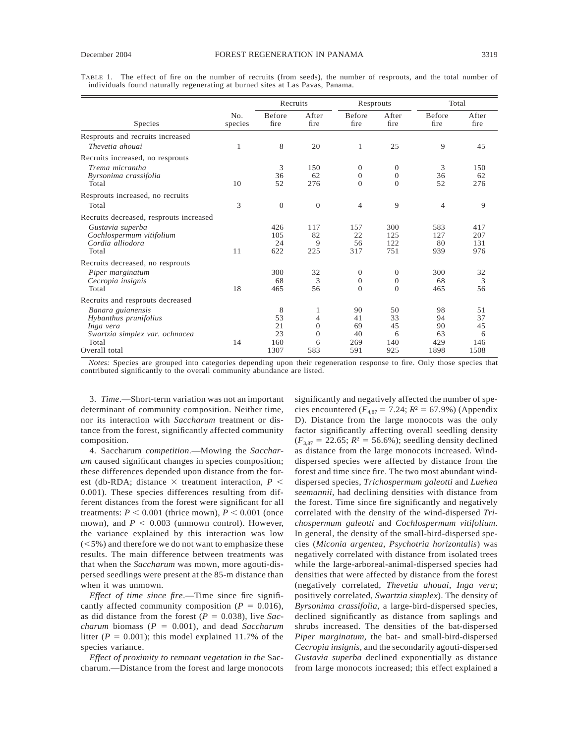TABLE 1. The effect of fire on the number of recruits (from seeds), the number of resprouts, and the total number of individuals found naturally regenerating at burned sites at Las Pavas, Panama.

| Species | No. species | Recruits | | Resprouts | | Total | |
|---|---|---|---|---|---|---|---|
| | | Before fire | After fire | Before fire | After fire | Before fire | After fire |
| Resprouts and recruits increased | | | | | | | |
| *Thevetia ahouai* | 1 | 8 | 20 | 1 | 25 | 9 | 45 |
| Recruits increased, no resprouts | | | | | | | |
| *Trema micrantha* | | 3 | 150 | 0 | 0 | 3 | 150 |
| *Byrsonima crassifolia* | | 36 | 62 | 0 | 0 | 36 | 62 |
| Total | 10 | 52 | 276 | 0 | 0 | 52 | 276 |
| Resprouts increased, no recruits | | | | | | | |
| Total | 3 | 0 | 0 | 4 | 9 | 4 | 9 |
| Recruits decreased, resprouts increased | | | | | | | |
| *Gustavia superba* | | 426 | 117 | 157 | 300 | 583 | 417 |
| *Cochlospermum vitifolium* | | 105 | 82 | 22 | 125 | 127 | 207 |
| *Cordia alliodora* | | 24 | 9 | 56 | 122 | 80 | 131 |
| Total | 11 | 622 | 225 | 317 | 751 | 939 | 976 |
| Recruits decreased, no resprouts | | | | | | | |
| *Piper marginatum* | | 300 | 32 | 0 | 0 | 300 | 32 |
| *Cecropia insignis* | | 68 | 3 | 0 | 0 | 68 | 3 |
| Total | 18 | 465 | 56 | 0 | 0 | 465 | 56 |
| Recruits and resprouts decreased | | | | | | | |
| *Banara guianensis* | | 8 | 1 | 90 | 50 | 98 | 51 |
| *Hybanthus prunifolius* | | 53 | 4 | 41 | 33 | 94 | 37 |
| *Inga vera* | | 21 | 0 | 69 | 45 | 90 | 45 |
| *Swartzia simplex var. ochnacea* | | 23 | 0 | 40 | 6 | 63 | 6 |
| Total | 14 | 160 | 6 | 269 | 140 | 429 | 146 |
| Overall total | | 1307 | 583 | 591 | 925 | 1898 | 1508 |

*Notes:* Species are grouped into categories depending upon their regeneration response to fire. Only those species that contributed significantly to the overall community abundance are listed.

3. *Time*.—Short-term variation was not an important determinant of community composition. Neither time, nor its interaction with *Saccharum* treatment or distance from the forest, significantly affected community composition.

4. Saccharum *competition*.—Mowing the *Saccharum* caused significant changes in species composition; these differences depended upon distance from the forest (db-RDA; distance × treatment interaction, $P < 0.001$). These species differences resulting from different distances from the forest were significant for all treatments: $P < 0.001$ (thrice mown), $P < 0.001$ (once mown), and $P < 0.003$ (unmown control). However, the variance explained by this interaction was low (<5%) and therefore we do not want to emphasize these results. The main difference between treatments was that when the *Saccharum* was mown, more agouti-dispersed seedlings were present at the 85-m distance than when it was unmown.

*Effect of time since fire*.—Time since fire significantly affected community composition ($P = 0.016$), as did distance from the forest ($P = 0.038$), live *Saccharum* biomass ($P = 0.001$), and dead *Saccharum* litter ($P = 0.001$); this model explained 11.7% of the species variance.

*Effect of proximity to remnant vegetation in the* Saccharum.—Distance from the forest and large monocots significantly and negatively affected the number of species encountered ($F_{4,87} = 7.24$; $R^2 = 67.9\%$) (Appendix D). Distance from the large monocots was the only factor significantly affecting overall seedling density ($F_{3,87} = 22.65$; $R^2 = 56.6\%$); seedling density declined as distance from the large monocots increased. Wind-dispersed species were affected by distance from the forest and time since fire. The two most abundant wind-dispersed species, *Trichospermum galeotti* and *Luehea seemannii*, had declining densities with distance from the forest. Time since fire significantly and negatively correlated with the density of the wind-dispersed *Trichospermum galeotti* and *Cochlospermum vitifolium*. In general, the density of the small-bird-dispersed species (*Miconia argentea*, *Psychotria horizontalis*) was negatively correlated with distance from isolated trees while the large-arboreal-animal-dispersed species had densities that were affected by distance from the forest (negatively correlated, *Thevetia ahouai*, *Inga vera*; positively correlated, *Swartzia simplex*). The density of *Byrsonima crassifolia*, a large-bird-dispersed species, declined significantly as distance from saplings and shrubs increased. The densities of the bat-dispersed *Piper marginatum*, the bat- and small-bird-dispersed *Cecropia insignis*, and the secondarily agouti-dispersed *Gustavia superba* declined exponentially as distance from large monocots increased; this effect explained a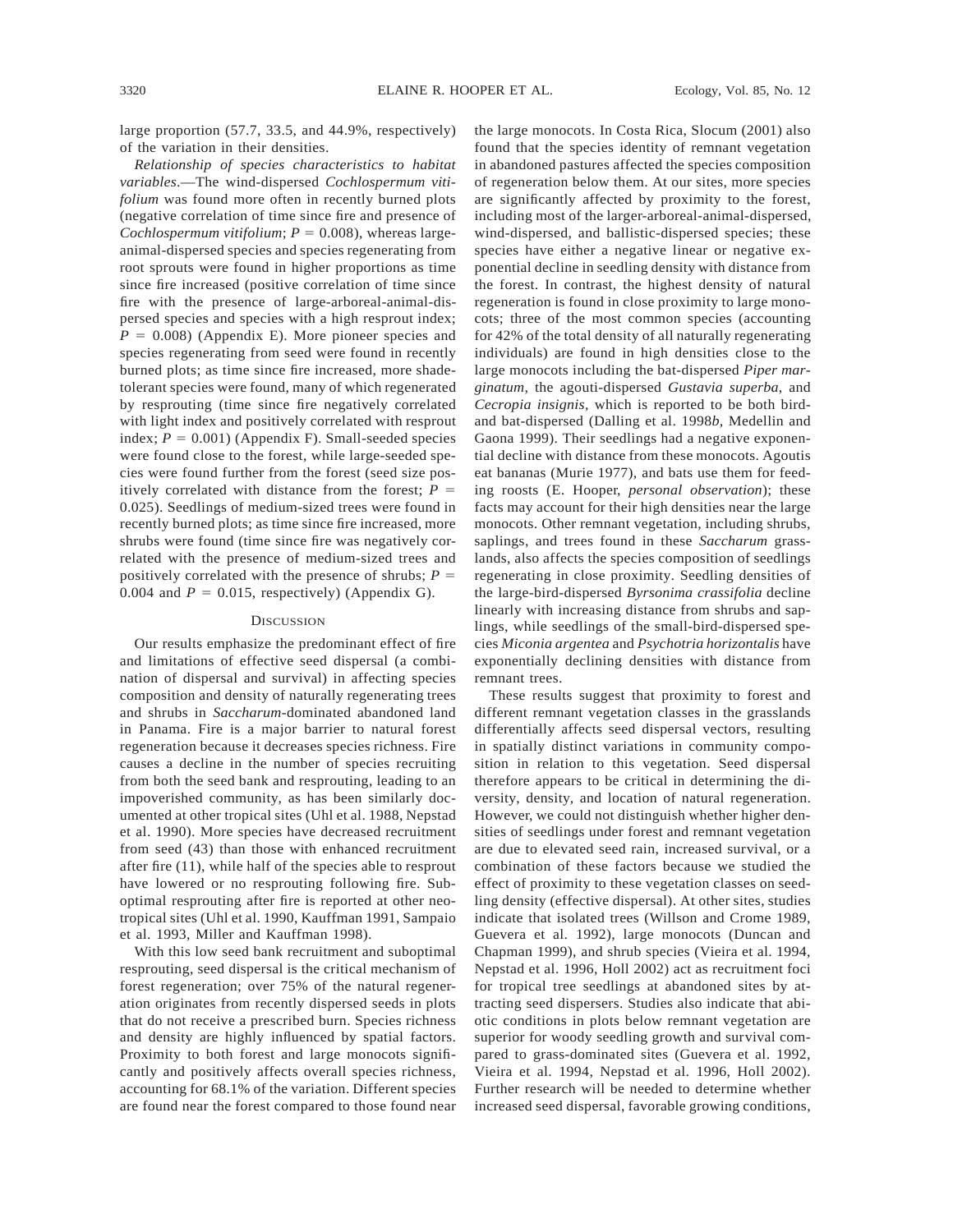large proportion (57.7, 33.5, and 44.9%, respectively) of the variation in their densities.

*Relationship of species characteristics to habitat variables*.—The wind-dispersed *Cochlospermum vitifolium* was found more often in recently burned plots (negative correlation of time since fire and presence of *Cochlospermum vitifolium*; $P = 0.008$), whereas large-animal-dispersed species and species regenerating from root sprouts were found in higher proportions as time since fire increased (positive correlation of time since fire with the presence of large-arboreal-animal-dispersed species and species with a high resprout index; $P = 0.008$) (Appendix E). More pioneer species and species regenerating from seed were found in recently burned plots; as time since fire increased, more shade-tolerant species were found, many of which regenerated by resprouting (time since fire negatively correlated with light index and positively correlated with resprout index; $P = 0.001$) (Appendix F). Small-seeded species were found close to the forest, while large-seeded species were found further from the forest (seed size positively correlated with distance from the forest; $P = 0.025$). Seedlings of medium-sized trees were found in recently burned plots; as time since fire increased, more shrubs were found (time since fire was negatively correlated with the presence of medium-sized trees and positively correlated with the presence of shrubs; $P = 0.004$ and $P = 0.015$, respectively) (Appendix G).

## Discussion

Our results emphasize the predominant effect of fire and limitations of effective seed dispersal (a combination of dispersal and survival) in affecting species composition and density of naturally regenerating trees and shrubs in *Saccharum*-dominated abandoned land in Panama. Fire is a major barrier to natural forest regeneration because it decreases species richness. Fire causes a decline in the number of species recruiting from both the seed bank and resprouting, leading to an impoverished community, as has been similarly documented at other tropical sites (Uhl et al. 1988, Nepstad et al. 1990). More species have decreased recruitment from seed (43) than those with enhanced recruitment after fire (11), while half of the species able to resprout have lowered or no resprouting following fire. Suboptimal resprouting after fire is reported at other neotropical sites (Uhl et al. 1990, Kauffman 1991, Sampaio et al. 1993, Miller and Kauffman 1998).

With this low seed bank recruitment and suboptimal resprouting, seed dispersal is the critical mechanism of forest regeneration; over 75% of the natural regeneration originates from recently dispersed seeds in plots that do not receive a prescribed burn. Species richness and density are highly influenced by spatial factors. Proximity to both forest and large monocots significantly and positively affects overall species richness, accounting for 68.1% of the variation. Different species are found near the forest compared to those found near the large monocots. In Costa Rica, Slocum (2001) also found that the species identity of remnant vegetation in abandoned pastures affected the species composition of regeneration below them. At our sites, more species are significantly affected by proximity to the forest, including most of the larger-arboreal-animal-dispersed, wind-dispersed, and ballistic-dispersed species; these species have either a negative linear or negative exponential decline in seedling density with distance from the forest. In contrast, the highest density of natural regeneration is found in close proximity to large monocots; three of the most common species (accounting for 42% of the total density of all naturally regenerating individuals) are found in high densities close to the large monocots including the bat-dispersed *Piper marginatum*, the agouti-dispersed *Gustavia superba*, and *Cecropia insignis*, which is reported to be both bird- and bat-dispersed (Dalling et al. 1998*b*, Medellin and Gaona 1999). Their seedlings had a negative exponential decline with distance from these monocots. Agoutis eat bananas (Murie 1977), and bats use them for feeding roosts (E. Hooper, *personal observation*); these facts may account for their high densities near the large monocots. Other remnant vegetation, including shrubs, saplings, and trees found in these *Saccharum* grasslands, also affects the species composition of seedlings regenerating in close proximity. Seedling densities of the large-bird-dispersed *Byrsonima crassifolia* decline linearly with increasing distance from shrubs and saplings, while seedlings of the small-bird-dispersed species *Miconia argentea* and *Psychotria horizontalis* have exponentially declining densities with distance from remnant trees.

These results suggest that proximity to forest and different remnant vegetation classes in the grasslands differentially affects seed dispersal vectors, resulting in spatially distinct variations in community composition in relation to this vegetation. Seed dispersal therefore appears to be critical in determining the diversity, density, and location of natural regeneration. However, we could not distinguish whether higher densities of seedlings under forest and remnant vegetation are due to elevated seed rain, increased survival, or a combination of these factors because we studied the effect of proximity to these vegetation classes on seedling density (effective dispersal). At other sites, studies indicate that isolated trees (Willson and Crome 1989, Guevera et al. 1992), large monocots (Duncan and Chapman 1999), and shrub species (Vieira et al. 1994, Nepstad et al. 1996, Holl 2002) act as recruitment foci for tropical tree seedlings at abandoned sites by attracting seed dispersers. Studies also indicate that abiotic conditions in plots below remnant vegetation are superior for woody seedling growth and survival compared to grass-dominated sites (Guevera et al. 1992, Vieira et al. 1994, Nepstad et al. 1996, Holl 2002). Further research will be needed to determine whether increased seed dispersal, favorable growing conditions,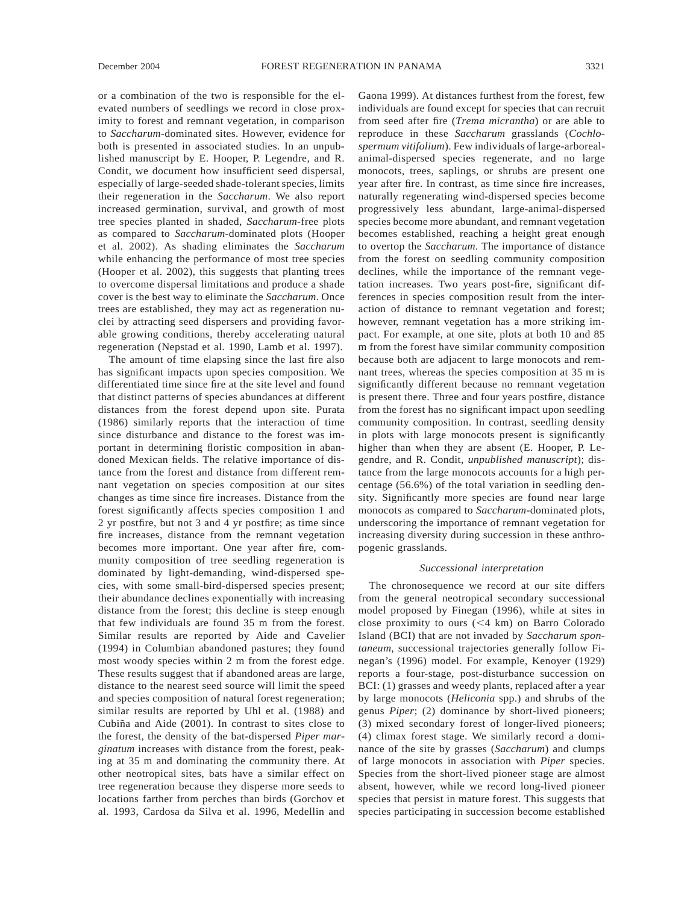or a combination of the two is responsible for the elevated numbers of seedlings we record in close proximity to forest and remnant vegetation, in comparison to *Saccharum*-dominated sites. However, evidence for both is presented in associated studies. In an unpublished manuscript by E. Hooper, P. Legendre, and R. Condit, we document how insufficient seed dispersal, especially of large-seeded shade-tolerant species, limits their regeneration in the *Saccharum*. We also report increased germination, survival, and growth of most tree species planted in shaded, *Saccharum*-free plots as compared to *Saccharum*-dominated plots (Hooper et al. 2002). As shading eliminates the *Saccharum* while enhancing the performance of most tree species (Hooper et al. 2002), this suggests that planting trees to overcome dispersal limitations and produce a shade cover is the best way to eliminate the *Saccharum*. Once trees are established, they may act as regeneration nuclei by attracting seed dispersers and providing favorable growing conditions, thereby accelerating natural regeneration (Nepstad et al. 1990, Lamb et al. 1997).

The amount of time elapsing since the last fire also has significant impacts upon species composition. We differentiated time since fire at the site level and found that distinct patterns of species abundances at different distances from the forest depend upon site. Purata (1986) similarly reports that the interaction of time since disturbance and distance to the forest was important in determining floristic composition in abandoned Mexican fields. The relative importance of distance from the forest and distance from different remnant vegetation on species composition at our sites changes as time since fire increases. Distance from the forest significantly affects species composition 1 and 2 yr postfire, but not 3 and 4 yr postfire; as time since fire increases, distance from the remnant vegetation becomes more important. One year after fire, community composition of tree seedling regeneration is dominated by light-demanding, wind-dispersed species, with some small-bird-dispersed species present; their abundance declines exponentially with increasing distance from the forest; this decline is steep enough that few individuals are found 35 m from the forest. Similar results are reported by Aide and Cavelier (1994) in Columbian abandoned pastures; they found most woody species within 2 m from the forest edge. These results suggest that if abandoned areas are large, distance to the nearest seed source will limit the speed and species composition of natural forest regeneration; similar results are reported by Uhl et al. (1988) and Cubiña and Aide (2001). In contrast to sites close to the forest, the density of the bat-dispersed *Piper marginatum* increases with distance from the forest, peaking at 35 m and dominating the community there. At other neotropical sites, bats have a similar effect on tree regeneration because they disperse more seeds to locations farther from perches than birds (Gorchov et al. 1993, Cardosa da Silva et al. 1996, Medellin and Gaona 1999). At distances furthest from the forest, few individuals are found except for species that can recruit from seed after fire (*Trema micrantha*) or are able to reproduce in these *Saccharum* grasslands (*Cochlospermum vitifolium*). Few individuals of large-arboreal-animal-dispersed species regenerate, and no large monocots, trees, saplings, or shrubs are present one year after fire. In contrast, as time since fire increases, naturally regenerating wind-dispersed species become progressively less abundant, large-animal-dispersed species become more abundant, and remnant vegetation becomes established, reaching a height great enough to overtop the *Saccharum*. The importance of distance from the forest on seedling community composition declines, while the importance of the remnant vegetation increases. Two years post-fire, significant differences in species composition result from the interaction of distance to remnant vegetation and forest; however, remnant vegetation has a more striking impact. For example, at one site, plots at both 10 and 85 m from the forest have similar community composition because both are adjacent to large monocots and remnant trees, whereas the species composition at 35 m is significantly different because no remnant vegetation is present there. Three and four years postfire, distance from the forest has no significant impact upon seedling community composition. In contrast, seedling density in plots with large monocots present is significantly higher than when they are absent (E. Hooper, P. Legendre, and R. Condit, *unpublished manuscript*); distance from the large monocots accounts for a high percentage (56.6%) of the total variation in seedling density. Significantly more species are found near large monocots as compared to *Saccharum*-dominated plots, underscoring the importance of remnant vegetation for increasing diversity during succession in these anthropogenic grasslands.

### *Successional interpretation*

The chronosequence we record at our site differs from the general neotropical secondary successional model proposed by Finegan (1996), while at sites in close proximity to ours (<4 km) on Barro Colorado Island (BCI) that are not invaded by *Saccharum spontaneum*, successional trajectories generally follow Finegan's (1996) model. For example, Kenoyer (1929) reports a four-stage, post-disturbance succession on BCI: (1) grasses and weedy plants, replaced after a year by large monocots (*Heliconia* spp.) and shrubs of the genus *Piper*; (2) dominance by short-lived pioneers; (3) mixed secondary forest of longer-lived pioneers; (4) climax forest stage. We similarly record a dominance of the site by grasses (*Saccharum*) and clumps of large monocots in association with *Piper* species. Species from the short-lived pioneer stage are almost absent, however, while we record long-lived pioneer species that persist in mature forest. This suggests that species participating in succession become established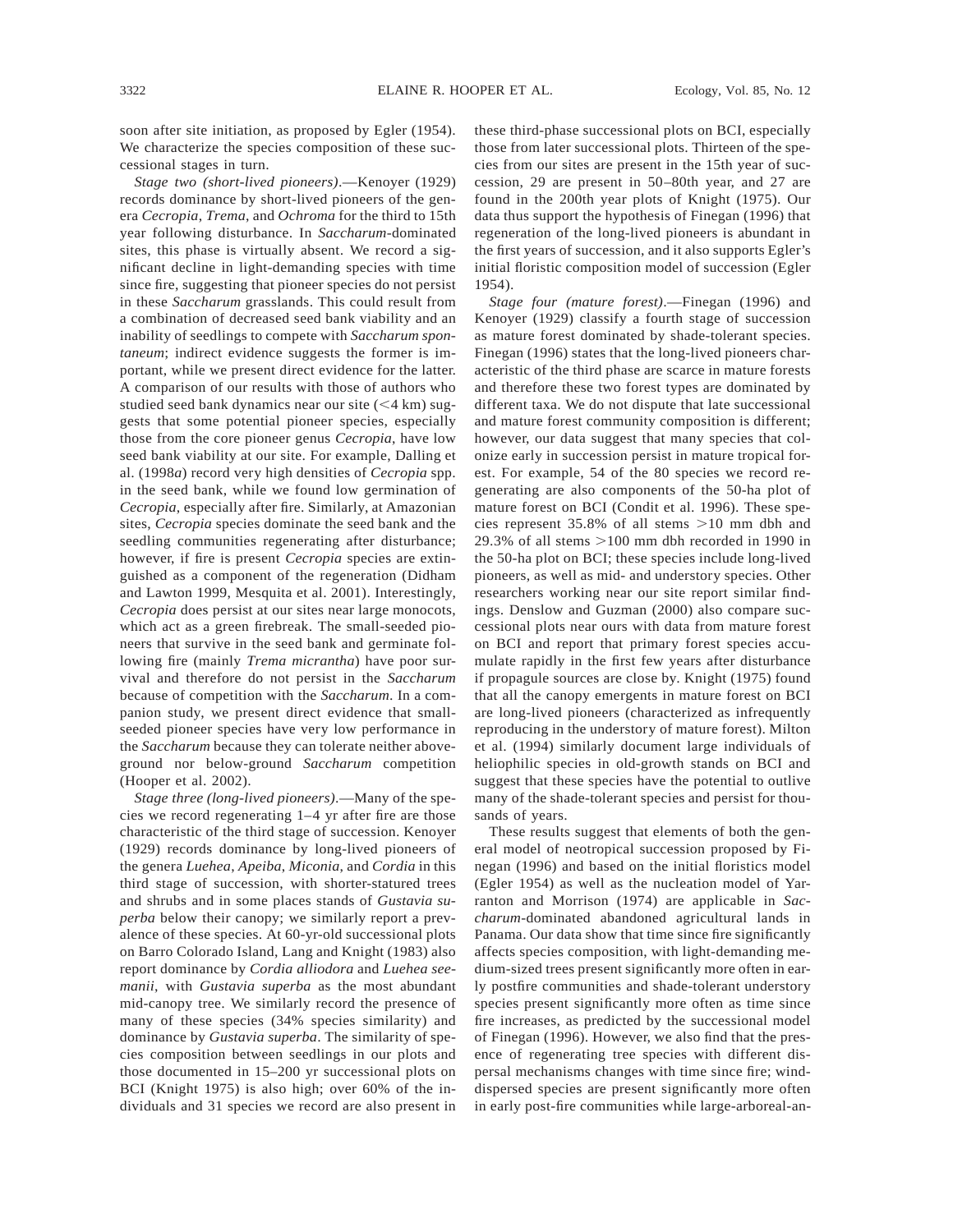soon after site initiation, as proposed by Egler (1954). We characterize the species composition of these successional stages in turn.

*Stage two (short-lived pioneers)*.—Kenoyer (1929) records dominance by short-lived pioneers of the genera *Cecropia*, *Trema*, and *Ochroma* for the third to 15th year following disturbance. In *Saccharum*-dominated sites, this phase is virtually absent. We record a significant decline in light-demanding species with time since fire, suggesting that pioneer species do not persist in these *Saccharum* grasslands. This could result from a combination of decreased seed bank viability and an inability of seedlings to compete with *Saccharum spontaneum*; indirect evidence suggests the former is important, while we present direct evidence for the latter. A comparison of our results with those of authors who studied seed bank dynamics near our site (<4 km) suggests that some potential pioneer species, especially those from the core pioneer genus *Cecropia*, have low seed bank viability at our site. For example, Dalling et al. (1998*a*) record very high densities of *Cecropia* spp. in the seed bank, while we found low germination of *Cecropia*, especially after fire. Similarly, at Amazonian sites, *Cecropia* species dominate the seed bank and the seedling communities regenerating after disturbance; however, if fire is present *Cecropia* species are extinguished as a component of the regeneration (Didham and Lawton 1999, Mesquita et al. 2001). Interestingly, *Cecropia* does persist at our sites near large monocots, which act as a green firebreak. The small-seeded pioneers that survive in the seed bank and germinate following fire (mainly *Trema micrantha*) have poor survival and therefore do not persist in the *Saccharum* because of competition with the *Saccharum*. In a companion study, we present direct evidence that small-seeded pioneer species have very low performance in the *Saccharum* because they can tolerate neither aboveground nor below-ground *Saccharum* competition (Hooper et al. 2002).

*Stage three (long-lived pioneers)*.—Many of the species we record regenerating 1–4 yr after fire are those characteristic of the third stage of succession. Kenoyer (1929) records dominance by long-lived pioneers of the genera *Luehea*, *Apeiba*, *Miconia*, and *Cordia* in this third stage of succession, with shorter-statured trees and shrubs and in some places stands of *Gustavia superba* below their canopy; we similarly report a prevalence of these species. At 60-yr-old successional plots on Barro Colorado Island, Lang and Knight (1983) also report dominance by *Cordia alliodora* and *Luehea seemanii*, with *Gustavia superba* as the most abundant mid-canopy tree. We similarly record the presence of many of these species (34% species similarity) and dominance by *Gustavia superba*. The similarity of species composition between seedlings in our plots and those documented in 15–200 yr successional plots on BCI (Knight 1975) is also high; over 60% of the individuals and 31 species we record are also present in these third-phase successional plots on BCI, especially those from later successional plots. Thirteen of the species from our sites are present in the 15th year of succession, 29 are present in 50–80th year, and 27 are found in the 200th year plots of Knight (1975). Our data thus support the hypothesis of Finegan (1996) that regeneration of the long-lived pioneers is abundant in the first years of succession, and it also supports Egler's initial floristic composition model of succession (Egler 1954).

*Stage four (mature forest)*.—Finegan (1996) and Kenoyer (1929) classify a fourth stage of succession as mature forest dominated by shade-tolerant species. Finegan (1996) states that the long-lived pioneers characteristic of the third phase are scarce in mature forests and therefore these two forest types are dominated by different taxa. We do not dispute that late successional and mature forest community composition is different; however, our data suggest that many species that colonize early in succession persist in mature tropical forest. For example, 54 of the 80 species we record regenerating are also components of the 50-ha plot of mature forest on BCI (Condit et al. 1996). These species represent 35.8% of all stems >10 mm dbh and 29.3% of all stems >100 mm dbh recorded in 1990 in the 50-ha plot on BCI; these species include long-lived pioneers, as well as mid- and understory species. Other researchers working near our site report similar findings. Denslow and Guzman (2000) also compare successional plots near ours with data from mature forest on BCI and report that primary forest species accumulate rapidly in the first few years after disturbance if propagule sources are close by. Knight (1975) found that all the canopy emergents in mature forest on BCI are long-lived pioneers (characterized as infrequently reproducing in the understory of mature forest). Milton et al. (1994) similarly document large individuals of heliophilic species in old-growth stands on BCI and suggest that these species have the potential to outlive many of the shade-tolerant species and persist for thousands of years.

These results suggest that elements of both the general model of neotropical succession proposed by Finegan (1996) and based on the initial floristics model (Egler 1954) as well as the nucleation model of Yarranton and Morrison (1974) are applicable in *Saccharum*-dominated abandoned agricultural lands in Panama. Our data show that time since fire significantly affects species composition, with light-demanding medium-sized trees present significantly more often in early postfire communities and shade-tolerant understory species present significantly more often as time since fire increases, as predicted by the successional model of Finegan (1996). However, we also find that the presence of regenerating tree species with different dispersal mechanisms changes with time since fire; wind-dispersed species are present significantly more often in early post-fire communities while large-arboreal-an-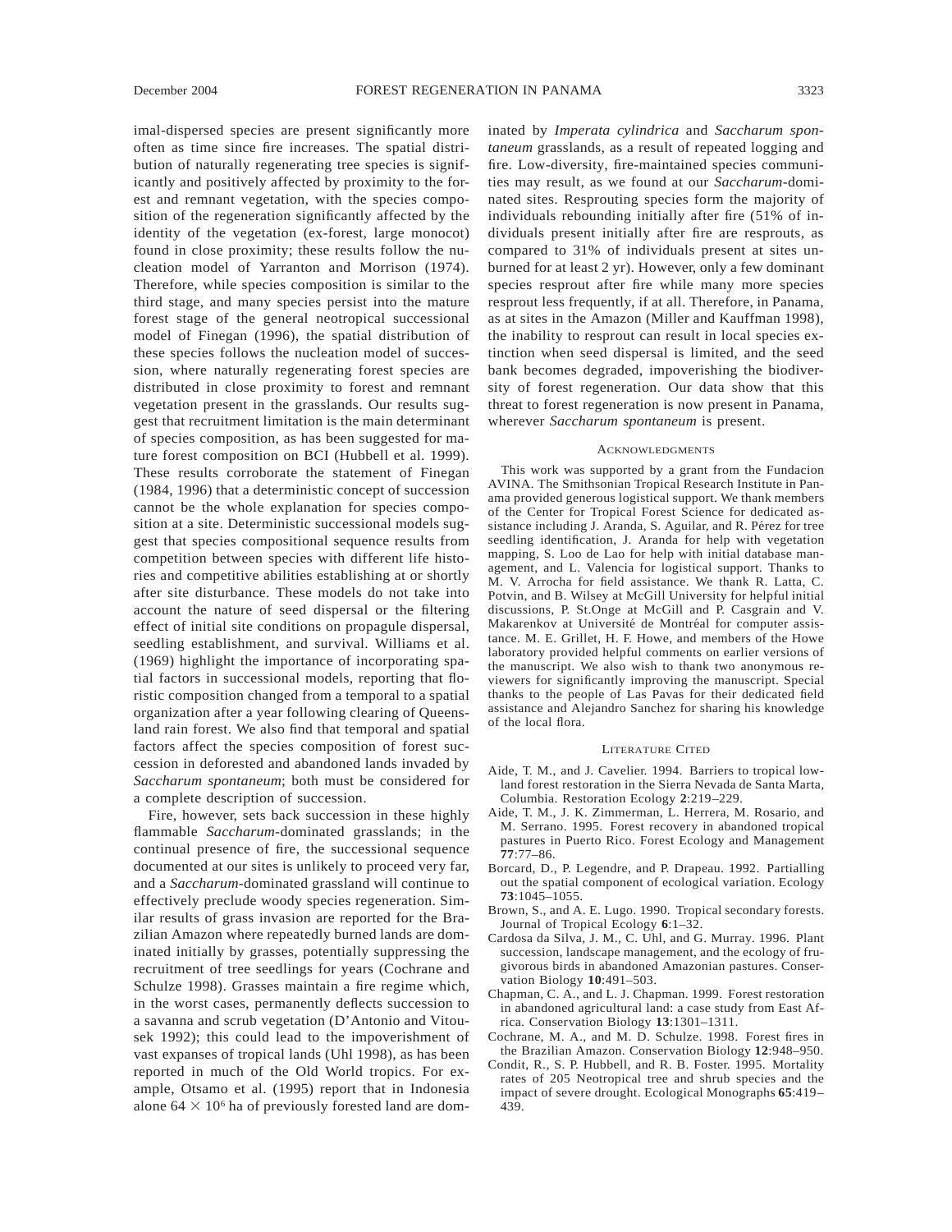imal-dispersed species are present significantly more often as time since fire increases. The spatial distribution of naturally regenerating tree species is significantly and positively affected by proximity to the forest and remnant vegetation, with the species composition of the regeneration significantly affected by the identity of the vegetation (ex-forest, large monocot) found in close proximity; these results follow the nucleation model of Yarranton and Morrison (1974). Therefore, while species composition is similar to the third stage, and many species persist into the mature forest stage of the general neotropical successional model of Finegan (1996), the spatial distribution of these species follows the nucleation model of succession, where naturally regenerating forest species are distributed in close proximity to forest and remnant vegetation present in the grasslands. Our results suggest that recruitment limitation is the main determinant of species composition, as has been suggested for mature forest composition on BCI (Hubbell et al. 1999). These results corroborate the statement of Finegan (1984, 1996) that a deterministic concept of succession cannot be the whole explanation for species composition at a site. Deterministic successional models suggest that species compositional sequence results from competition between species with different life histories and competitive abilities establishing at or shortly after site disturbance. These models do not take into account the nature of seed dispersal or the filtering effect of initial site conditions on propagule dispersal, seedling establishment, and survival. Williams et al. (1969) highlight the importance of incorporating spatial factors in successional models, reporting that floristic composition changed from a temporal to a spatial organization after a year following clearing of Queensland rain forest. We also find that temporal and spatial factors affect the species composition of forest succession in deforested and abandoned lands invaded by *Saccharum spontaneum*; both must be considered for a complete description of succession.

Fire, however, sets back succession in these highly flammable *Saccharum*-dominated grasslands; in the continual presence of fire, the successional sequence documented at our sites is unlikely to proceed very far, and a *Saccharum*-dominated grassland will continue to effectively preclude woody species regeneration. Similar results of grass invasion are reported for the Brazilian Amazon where repeatedly burned lands are dominated initially by grasses, potentially suppressing the recruitment of tree seedlings for years (Cochrane and Schulze 1998). Grasses maintain a fire regime which, in the worst cases, permanently deflects succession to a savanna and scrub vegetation (D'Antonio and Vitousek 1992); this could lead to the impoverishment of vast expanses of tropical lands (Uhl 1998), as has been reported in much of the Old World tropics. For example, Otsamo et al. (1995) report that in Indonesia alone $64 \times 10^6$ ha of previously forested land are dominated by *Imperata cylindrica* and *Saccharum spontaneum* grasslands, as a result of repeated logging and fire. Low-diversity, fire-maintained species communities may result, as we found at our *Saccharum*-dominated sites. Resprouting species form the majority of individuals rebounding initially after fire (51% of individuals present initially after fire are resprouts, as compared to 31% of individuals present at sites unburned for at least 2 yr). However, only a few dominant species resprout after fire while many more species resprout less frequently, if at all. Therefore, in Panama, as at sites in the Amazon (Miller and Kauffman 1998), the inability to resprout can result in local species extinction when seed dispersal is limited, and the seed bank becomes degraded, impoverishing the biodiversity of forest regeneration. Our data show that this threat to forest regeneration is now present in Panama, wherever *Saccharum spontaneum* is present.

## Acknowledgments

This work was supported by a grant from the Fundacion AVINA. The Smithsonian Tropical Research Institute in Panama provided generous logistical support. We thank members of the Center for Tropical Forest Science for dedicated assistance including J. Aranda, S. Aguilar, and R. Pérez for tree seedling identification, J. Aranda for help with vegetation mapping, S. Loo de Lao for help with initial database management, and L. Valencia for logistical support. Thanks to M. V. Arrocha for field assistance. We thank R. Latta, C. Potvin, and B. Wilsey at McGill University for helpful initial discussions, P. St.Onge at McGill and P. Casgrain and V. Makarenkov at Université de Montréal for computer assistance. M. E. Grillet, H. F. Howe, and members of the Howe laboratory provided helpful comments on earlier versions of the manuscript. We also wish to thank two anonymous reviewers for significantly improving the manuscript. Special thanks to the people of Las Pavas for their dedicated field assistance and Alejandro Sanchez for sharing his knowledge of the local flora.

## Literature Cited

Aide, T. M., and J. Cavelier. 1994. Barriers to tropical lowland forest restoration in the Sierra Nevada de Santa Marta, Columbia. Restoration Ecology **2**:219–229.

Aide, T. M., J. K. Zimmerman, L. Herrera, M. Rosario, and M. Serrano. 1995. Forest recovery in abandoned tropical pastures in Puerto Rico. Forest Ecology and Management **77**:77–86.

Borcard, D., P. Legendre, and P. Drapeau. 1992. Partialling out the spatial component of ecological variation. Ecology **73**:1045–1055.

Brown, S., and A. E. Lugo. 1990. Tropical secondary forests. Journal of Tropical Ecology **6**:1–32.

Cardosa da Silva, J. M., C. Uhl, and G. Murray. 1996. Plant succession, landscape management, and the ecology of frugivorous birds in abandoned Amazonian pastures. Conservation Biology **10**:491–503.

Chapman, C. A., and L. J. Chapman. 1999. Forest restoration in abandoned agricultural land: a case study from East Africa. Conservation Biology **13**:1301–1311.

Cochrane, M. A., and M. D. Schulze. 1998. Forest fires in the Brazilian Amazon. Conservation Biology **12**:948–950.

Condit, R., S. P. Hubbell, and R. B. Foster. 1995. Mortality rates of 205 Neotropical tree and shrub species and the impact of severe drought. Ecological Monographs **65**:419–439.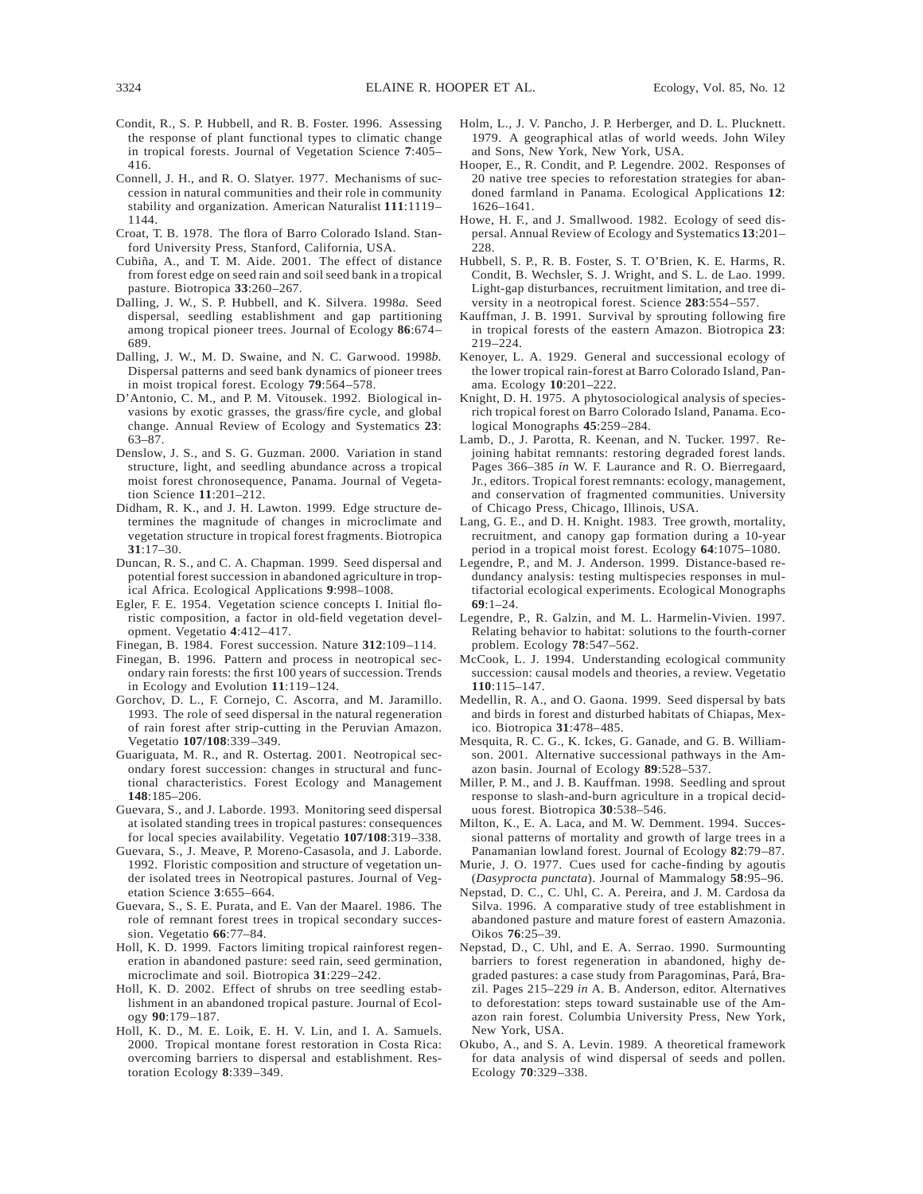Condit, R., S. P. Hubbell, and R. B. Foster. 1996. Assessing the response of plant functional types to climatic change in tropical forests. Journal of Vegetation Science **7**:405–416.

Connell, J. H., and R. O. Slatyer. 1977. Mechanisms of succession in natural communities and their role in community stability and organization. American Naturalist **111**:1119–1144.

Croat, T. B. 1978. The flora of Barro Colorado Island. Stanford University Press, Stanford, California, USA.

Cubiña, A., and T. M. Aide. 2001. The effect of distance from forest edge on seed rain and soil seed bank in a tropical pasture. Biotropica **33**:260–267.

Dalling, J. W., S. P. Hubbell, and K. Silvera. 1998*a.* Seed dispersal, seedling establishment and gap partitioning among tropical pioneer trees. Journal of Ecology **86**:674–689.

Dalling, J. W., M. D. Swaine, and N. C. Garwood. 1998*b.* Dispersal patterns and seed bank dynamics of pioneer trees in moist tropical forest. Ecology **79**:564–578.

D'Antonio, C. M., and P. M. Vitousek. 1992. Biological invasions by exotic grasses, the grass/fire cycle, and global change. Annual Review of Ecology and Systematics **23**:63–87.

Denslow, J. S., and S. G. Guzman. 2000. Variation in stand structure, light, and seedling abundance across a tropical moist forest chronosequence, Panama. Journal of Vegetation Science **11**:201–212.

Didham, R. K., and J. H. Lawton. 1999. Edge structure determines the magnitude of changes in microclimate and vegetation structure in tropical forest fragments. Biotropica **31**:17–30.

Duncan, R. S., and C. A. Chapman. 1999. Seed dispersal and potential forest succession in abandoned agriculture in tropical Africa. Ecological Applications **9**:998–1008.

Egler, F. E. 1954. Vegetation science concepts I. Initial floristic composition, a factor in old-field vegetation development. Vegetatio **4**:412–417.

Finegan, B. 1984. Forest succession. Nature **312**:109–114.

Finegan, B. 1996. Pattern and process in neotropical secondary rain forests: the first 100 years of succession. Trends in Ecology and Evolution **11**:119–124.

Gorchov, D. L., F. Cornejo, C. Ascorra, and M. Jaramillo. 1993. The role of seed dispersal in the natural regeneration of rain forest after strip-cutting in the Peruvian Amazon. Vegetatio **107/108**:339–349.

Guariguata, M. R., and R. Ostertag. 2001. Neotropical secondary forest succession: changes in structural and functional characteristics. Forest Ecology and Management **148**:185–206.

Guevara, S., and J. Laborde. 1993. Monitoring seed dispersal at isolated standing trees in tropical pastures: consequences for local species availability. Vegetatio **107/108**:319–338.

Guevara, S., J. Meave, P. Moreno-Casasola, and J. Laborde. 1992. Floristic composition and structure of vegetation under isolated trees in Neotropical pastures. Journal of Vegetation Science **3**:655–664.

Guevara, S., S. E. Purata, and E. Van der Maarel. 1986. The role of remnant forest trees in tropical secondary succession. Vegetatio **66**:77–84.

Holl, K. D. 1999. Factors limiting tropical rainforest regeneration in abandoned pasture: seed rain, seed germination, microclimate and soil. Biotropica **31**:229–242.

Holl, K. D. 2002. Effect of shrubs on tree seedling establishment in an abandoned tropical pasture. Journal of Ecology **90**:179–187.

Holl, K. D., M. E. Loik, E. H. V. Lin, and I. A. Samuels. 2000. Tropical montane forest restoration in Costa Rica: overcoming barriers to dispersal and establishment. Restoration Ecology **8**:339–349.

Holm, L., J. V. Pancho, J. P. Herberger, and D. L. Plucknett. 1979. A geographical atlas of world weeds. John Wiley and Sons, New York, New York, USA.

Hooper, E., R. Condit, and P. Legendre. 2002. Responses of 20 native tree species to reforestation strategies for abandoned farmland in Panama. Ecological Applications **12**:1626–1641.

Howe, H. F., and J. Smallwood. 1982. Ecology of seed dispersal. Annual Review of Ecology and Systematics **13**:201–228.

Hubbell, S. P., R. B. Foster, S. T. O'Brien, K. E. Harms, R. Condit, B. Wechsler, S. J. Wright, and S. L. de Lao. 1999. Light-gap disturbances, recruitment limitation, and tree diversity in a neotropical forest. Science **283**:554–557.

Kauffman, J. B. 1991. Survival by sprouting following fire in tropical forests of the eastern Amazon. Biotropica **23**:219–224.

Kenoyer, L. A. 1929. General and successional ecology of the lower tropical rain-forest at Barro Colorado Island, Panama. Ecology **10**:201–222.

Knight, D. H. 1975. A phytosociological analysis of species-rich tropical forest on Barro Colorado Island, Panama. Ecological Monographs **45**:259–284.

Lamb, D., J. Parotta, R. Keenan, and N. Tucker. 1997. Rejoining habitat remnants: restoring degraded forest lands. Pages 366–385 *in* W. F. Laurance and R. O. Bierregaard, Jr., editors. Tropical forest remnants: ecology, management, and conservation of fragmented communities. University of Chicago Press, Chicago, Illinois, USA.

Lang, G. E., and D. H. Knight. 1983. Tree growth, mortality, recruitment, and canopy gap formation during a 10-year period in a tropical moist forest. Ecology **64**:1075–1080.

Legendre, P., and M. J. Anderson. 1999. Distance-based redundancy analysis: testing multispecies responses in multifactorial ecological experiments. Ecological Monographs **69**:1–24.

Legendre, P., R. Galzin, and M. L. Harmelin-Vivien. 1997. Relating behavior to habitat: solutions to the fourth-corner problem. Ecology **78**:547–562.

McCook, L. J. 1994. Understanding ecological community succession: causal models and theories, a review. Vegetatio **110**:115–147.

Medellin, R. A., and O. Gaona. 1999. Seed dispersal by bats and birds in forest and disturbed habitats of Chiapas, Mexico. Biotropica **31**:478–485.

Mesquita, R. C. G., K. Ickes, G. Ganade, and G. B. Williamson. 2001. Alternative successional pathways in the Amazon basin. Journal of Ecology **89**:528–537.

Miller, P. M., and J. B. Kauffman. 1998. Seedling and sprout response to slash-and-burn agriculture in a tropical deciduous forest. Biotropica **30**:538–546.

Milton, K., E. A. Laca, and M. W. Demment. 1994. Successional patterns of mortality and growth of large trees in a Panamanian lowland forest. Journal of Ecology **82**:79–87.

Murie, J. O. 1977. Cues used for cache-finding by agoutis (*Dasyprocta punctata*). Journal of Mammalogy **58**:95–96.

Nepstad, D. C., C. Uhl, C. A. Pereira, and J. M. Cardosa da Silva. 1996. A comparative study of tree establishment in abandoned pasture and mature forest of eastern Amazonia. Oikos **76**:25–39.

Nepstad, D., C. Uhl, and E. A. Serrao. 1990. Surmounting barriers to forest regeneration in abandoned, highy degraded pastures: a case study from Paragominas, Pará, Brazil. Pages 215–229 *in* A. B. Anderson, editor. Alternatives to deforestation: steps toward sustainable use of the Amazon rain forest. Columbia University Press, New York, New York, USA.

Okubo, A., and S. A. Levin. 1989. A theoretical framework for data analysis of wind dispersal of seeds and pollen. Ecology **70**:329–338.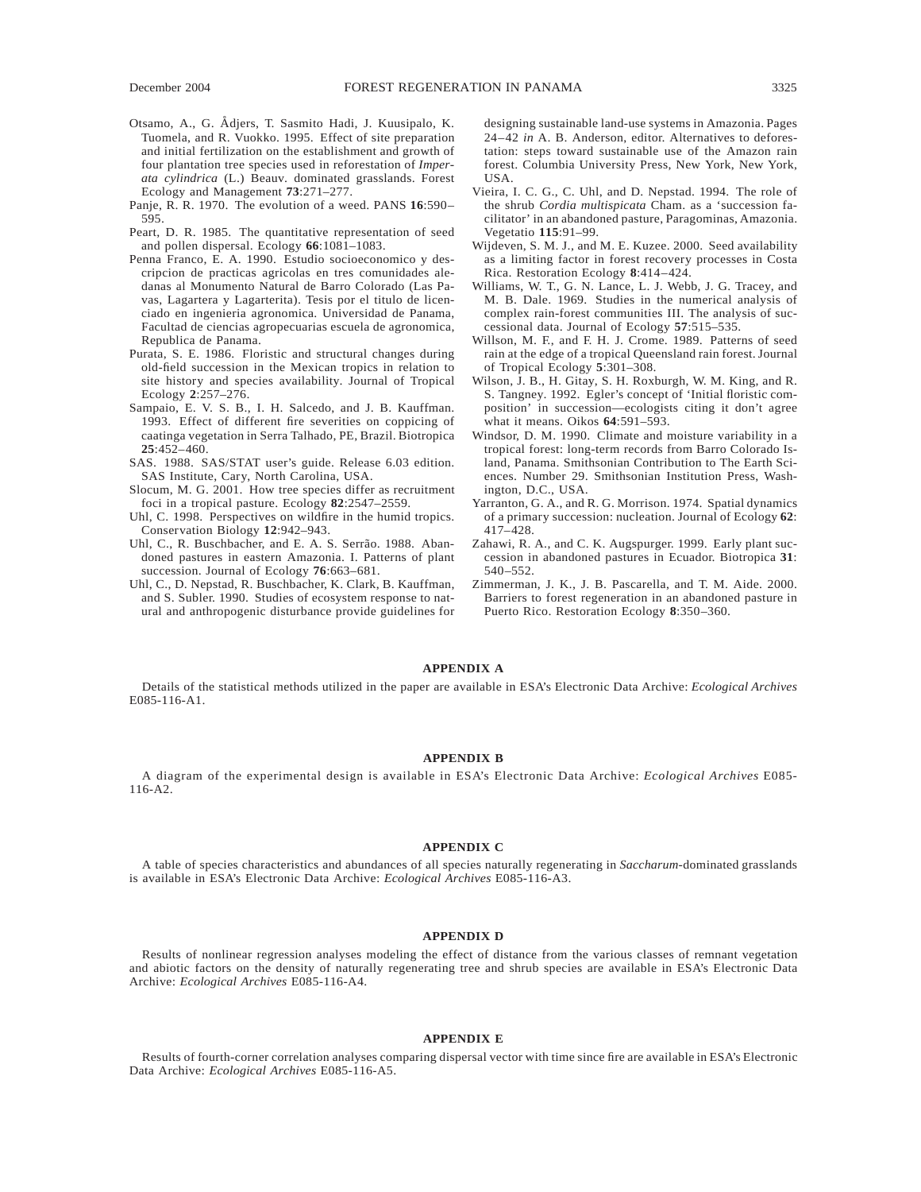Otsamo, A., G. Ådjers, T. Sasmito Hadi, J. Kuusipalo, K. Tuomela, and R. Vuokko. 1995. Effect of site preparation and initial fertilization on the establishment and growth of four plantation tree species used in reforestation of *Imperata cylindrica* (L.) Beauv. dominated grasslands. Forest Ecology and Management **73**:271–277.

Panje, R. R. 1970. The evolution of a weed. PANS **16**:590–595.

Peart, D. R. 1985. The quantitative representation of seed and pollen dispersal. Ecology **66**:1081–1083.

Penna Franco, E. A. 1990. Estudio socioeconomico y descripcion de practicas agricolas en tres comunidades aledanas al Monumento Natural de Barro Colorado (Las Pavas, Lagartera y Lagarterita). Tesis por el titulo de licenciado en ingenieria agronomica. Universidad de Panama, Facultad de ciencias agropecuarias escuela de agronomica, Republica de Panama.

Purata, S. E. 1986. Floristic and structural changes during old-field succession in the Mexican tropics in relation to site history and species availability. Journal of Tropical Ecology **2**:257–276.

Sampaio, E. V. S. B., I. H. Salcedo, and J. B. Kauffman. 1993. Effect of different fire severities on coppicing of caatinga vegetation in Serra Talhado, PE, Brazil. Biotropica **25**:452–460.

SAS. 1988. SAS/STAT user's guide. Release 6.03 edition. SAS Institute, Cary, North Carolina, USA.

Slocum, M. G. 2001. How tree species differ as recruitment foci in a tropical pasture. Ecology **82**:2547–2559.

Uhl, C. 1998. Perspectives on wildfire in the humid tropics. Conservation Biology **12**:942–943.

Uhl, C., R. Buschbacher, and E. A. S. Serrão. 1988. Abandoned pastures in eastern Amazonia. I. Patterns of plant succession. Journal of Ecology **76**:663–681.

Uhl, C., D. Nepstad, R. Buschbacher, K. Clark, B. Kauffman, and S. Subler. 1990. Studies of ecosystem response to natural and anthropogenic disturbance provide guidelines for designing sustainable land-use systems in Amazonia. Pages 24–42 *in* A. B. Anderson, editor. Alternatives to deforestation: steps toward sustainable use of the Amazon rain forest. Columbia University Press, New York, New York, USA.

Vieira, I. C. G., C. Uhl, and D. Nepstad. 1994. The role of the shrub *Cordia multispicata* Cham. as a 'succession facilitator' in an abandoned pasture, Paragominas, Amazonia. Vegetatio **115**:91–99.

Wijdeven, S. M. J., and M. E. Kuzee. 2000. Seed availability as a limiting factor in forest recovery processes in Costa Rica. Restoration Ecology **8**:414–424.

Williams, W. T., G. N. Lance, L. J. Webb, J. G. Tracey, and M. B. Dale. 1969. Studies in the numerical analysis of complex rain-forest communities III. The analysis of successional data. Journal of Ecology **57**:515–535.

Willson, M. F., and F. H. J. Crome. 1989. Patterns of seed rain at the edge of a tropical Queensland rain forest. Journal of Tropical Ecology **5**:301–308.

Wilson, J. B., H. Gitay, S. H. Roxburgh, W. M. King, and R. S. Tangney. 1992. Egler's concept of 'Initial floristic composition' in succession—ecologists citing it don't agree what it means. Oikos **64**:591–593.

Windsor, D. M. 1990. Climate and moisture variability in a tropical forest: long-term records from Barro Colorado Island, Panama. Smithsonian Contribution to The Earth Sciences. Number 29. Smithsonian Institution Press, Washington, D.C., USA.

Yarranton, G. A., and R. G. Morrison. 1974. Spatial dynamics of a primary succession: nucleation. Journal of Ecology **62**:417–428.

Zahawi, R. A., and C. K. Augspurger. 1999. Early plant succession in abandoned pastures in Ecuador. Biotropica **31**:540–552.

Zimmerman, J. K., J. B. Pascarella, and T. M. Aide. 2000. Barriers to forest regeneration in an abandoned pasture in Puerto Rico. Restoration Ecology **8**:350–360.

## APPENDIX A

Details of the statistical methods utilized in the paper are available in ESA's Electronic Data Archive: *Ecological Archives* E085-116-A1.

## APPENDIX B

A diagram of the experimental design is available in ESA's Electronic Data Archive: *Ecological Archives* E085-116-A2.

## APPENDIX C

A table of species characteristics and abundances of all species naturally regenerating in *Saccharum*-dominated grasslands is available in ESA's Electronic Data Archive: *Ecological Archives* E085-116-A3.

## APPENDIX D

Results of nonlinear regression analyses modeling the effect of distance from the various classes of remnant vegetation and abiotic factors on the density of naturally regenerating tree and shrub species are available in ESA's Electronic Data Archive: *Ecological Archives* E085-116-A4.

## APPENDIX E

Results of fourth-corner correlation analyses comparing dispersal vector with time since fire are available in ESA's Electronic Data Archive: *Ecological Archives* E085-116-A5.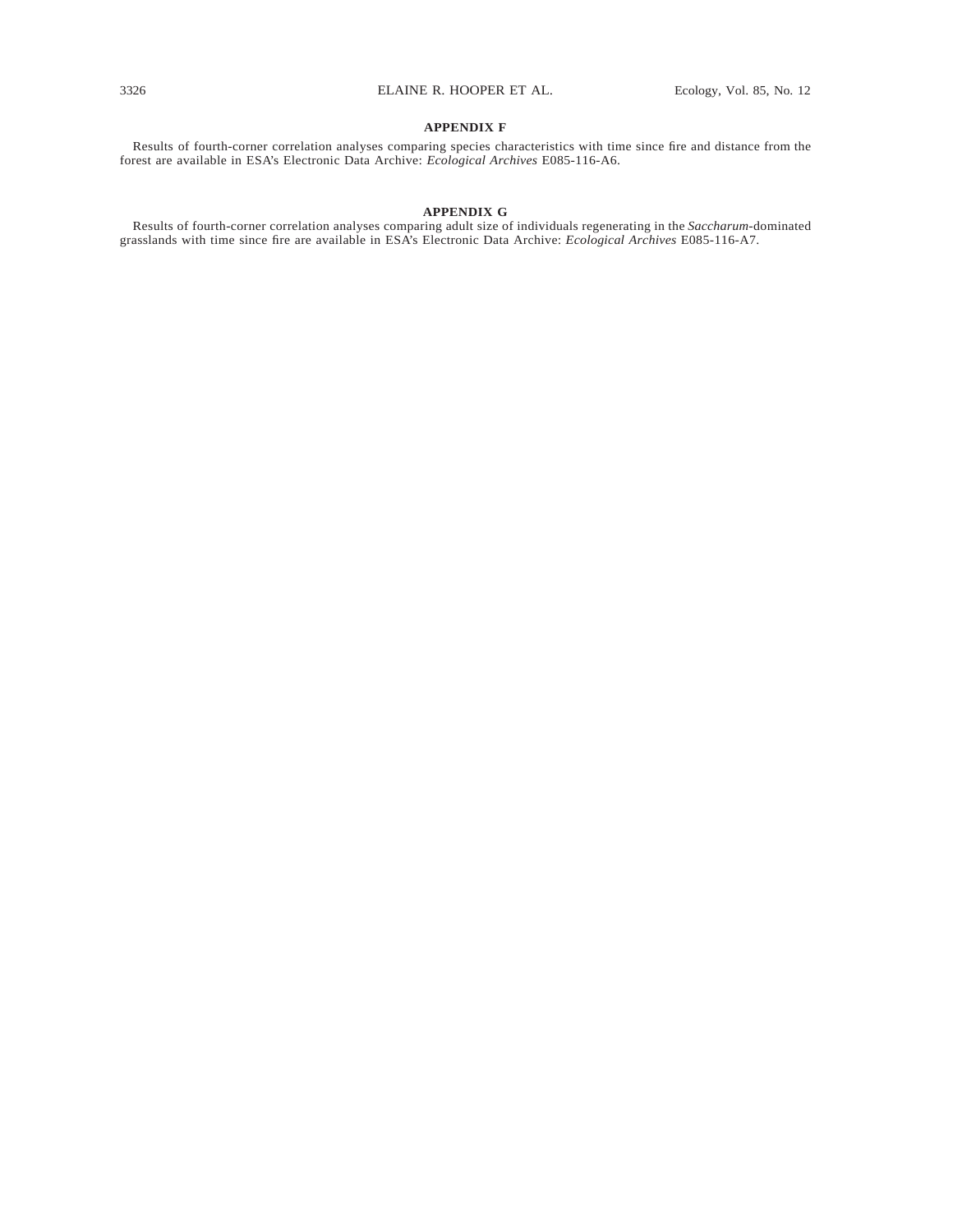## APPENDIX F

Results of fourth-corner correlation analyses comparing species characteristics with time since fire and distance from the forest are available in ESA's Electronic Data Archive: *Ecological Archives* E085-116-A6.

## APPENDIX G

Results of fourth-corner correlation analyses comparing adult size of individuals regenerating in the *Saccharum*-dominated grasslands with time since fire are available in ESA's Electronic Data Archive: *Ecological Archives* E085-116-A7.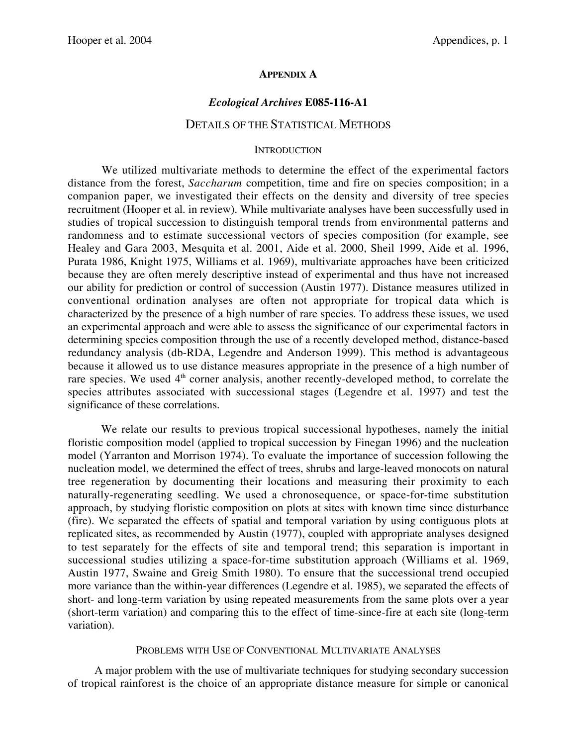## APPENDIX A

### *Ecological Archives* E085-116-A1

### DETAILS OF THE STATISTICAL METHODS

#### INTRODUCTION

We utilized multivariate methods to determine the effect of the experimental factors distance from the forest, *Saccharum* competition, time and fire on species composition; in a companion paper, we investigated their effects on the density and diversity of tree species recruitment (Hooper et al. in review). While multivariate analyses have been successfully used in studies of tropical succession to distinguish temporal trends from environmental patterns and randomness and to estimate successional vectors of species composition (for example, see Healey and Gara 2003, Mesquita et al. 2001, Aide et al. 2000, Sheil 1999, Aide et al. 1996, Purata 1986, Knight 1975, Williams et al. 1969), multivariate approaches have been criticized because they are often merely descriptive instead of experimental and thus have not increased our ability for prediction or control of succession (Austin 1977). Distance measures utilized in conventional ordination analyses are often not appropriate for tropical data which is characterized by the presence of a high number of rare species. To address these issues, we used an experimental approach and were able to assess the significance of our experimental factors in determining species composition through the use of a recently developed method, distance-based redundancy analysis (db-RDA, Legendre and Anderson 1999). This method is advantageous because it allowed us to use distance measures appropriate in the presence of a high number of rare species. We used 4th corner analysis, another recently-developed method, to correlate the species attributes associated with successional stages (Legendre et al. 1997) and test the significance of these correlations.

We relate our results to previous tropical successional hypotheses, namely the initial floristic composition model (applied to tropical succession by Finegan 1996) and the nucleation model (Yarranton and Morrison 1974). To evaluate the importance of succession following the nucleation model, we determined the effect of trees, shrubs and large-leaved monocots on natural tree regeneration by documenting their locations and measuring their proximity to each naturally-regenerating seedling. We used a chronosequence, or space-for-time substitution approach, by studying floristic composition on plots at sites with known time since disturbance (fire). We separated the effects of spatial and temporal variation by using contiguous plots at replicated sites, as recommended by Austin (1977), coupled with appropriate analyses designed to test separately for the effects of site and temporal trend; this separation is important in successional studies utilizing a space-for-time substitution approach (Williams et al. 1969, Austin 1977, Swaine and Greig Smith 1980). To ensure that the successional trend occupied more variance than the within-year differences (Legendre et al. 1985), we separated the effects of short- and long-term variation by using repeated measurements from the same plots over a year (short-term variation) and comparing this to the effect of time-since-fire at each site (long-term variation).

#### PROBLEMS WITH USE OF CONVENTIONAL MULTIVARIATE ANALYSES

A major problem with the use of multivariate techniques for studying secondary succession of tropical rainforest is the choice of an appropriate distance measure for simple or canonical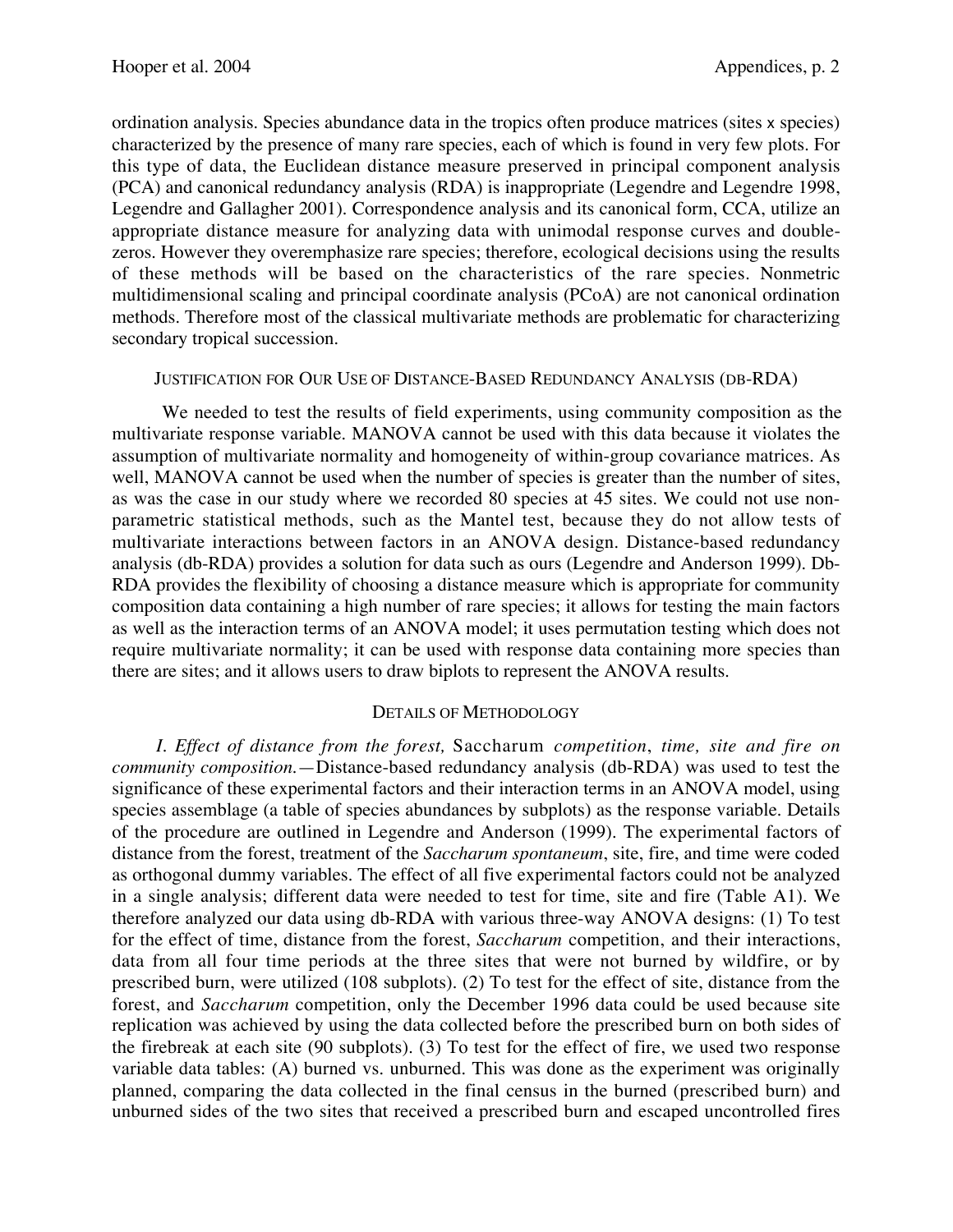ordination analysis. Species abundance data in the tropics often produce matrices (sites x species) characterized by the presence of many rare species, each of which is found in very few plots. For this type of data, the Euclidean distance measure preserved in principal component analysis (PCA) and canonical redundancy analysis (RDA) is inappropriate (Legendre and Legendre 1998, Legendre and Gallagher 2001). Correspondence analysis and its canonical form, CCA, utilize an appropriate distance measure for analyzing data with unimodal response curves and double-zeros. However they overemphasize rare species; therefore, ecological decisions using the results of these methods will be based on the characteristics of the rare species. Nonmetric multidimensional scaling and principal coordinate analysis (PCoA) are not canonical ordination methods. Therefore most of the classical multivariate methods are problematic for characterizing secondary tropical succession.

### Justification for Our Use of Distance-Based Redundancy Analysis (db-RDA)

We needed to test the results of field experiments, using community composition as the multivariate response variable. MANOVA cannot be used with this data because it violates the assumption of multivariate normality and homogeneity of within-group covariance matrices. As well, MANOVA cannot be used when the number of species is greater than the number of sites, as was the case in our study where we recorded 80 species at 45 sites. We could not use non-parametric statistical methods, such as the Mantel test, because they do not allow tests of multivariate interactions between factors in an ANOVA design. Distance-based redundancy analysis (db-RDA) provides a solution for data such as ours (Legendre and Anderson 1999). Db-RDA provides the flexibility of choosing a distance measure which is appropriate for community composition data containing a high number of rare species; it allows for testing the main factors as well as the interaction terms of an ANOVA model; it uses permutation testing which does not require multivariate normality; it can be used with response data containing more species than there are sites; and it allows users to draw biplots to represent the ANOVA results.

### Details of Methodology

*I. Effect of distance from the forest,* Saccharum *competition, time, site and fire on community composition.*—Distance-based redundancy analysis (db-RDA) was used to test the significance of these experimental factors and their interaction terms in an ANOVA model, using species assemblage (a table of species abundances by subplots) as the response variable. Details of the procedure are outlined in Legendre and Anderson (1999). The experimental factors of distance from the forest, treatment of the *Saccharum spontaneum*, site, fire, and time were coded as orthogonal dummy variables. The effect of all five experimental factors could not be analyzed in a single analysis; different data were needed to test for time, site and fire (Table A1). We therefore analyzed our data using db-RDA with various three-way ANOVA designs: (1) To test for the effect of time, distance from the forest, *Saccharum* competition, and their interactions, data from all four time periods at the three sites that were not burned by wildfire, or by prescribed burn, were utilized (108 subplots). (2) To test for the effect of site, distance from the forest, and *Saccharum* competition, only the December 1996 data could be used because site replication was achieved by using the data collected before the prescribed burn on both sides of the firebreak at each site (90 subplots). (3) To test for the effect of fire, we used two response variable data tables: (A) burned vs. unburned. This was done as the experiment was originally planned, comparing the data collected in the final census in the burned (prescribed burn) and unburned sides of the two sites that received a prescribed burn and escaped uncontrolled fires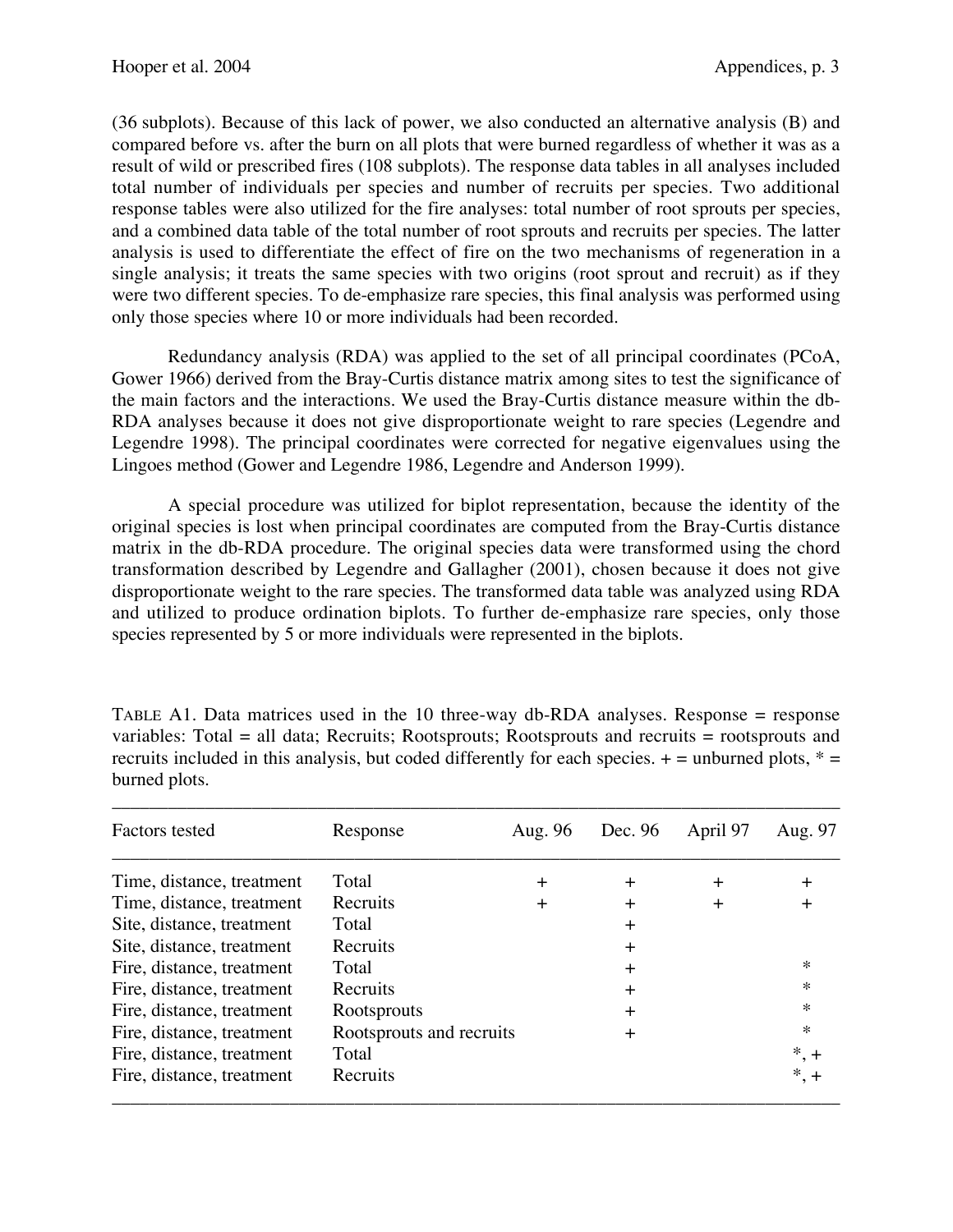(36 subplots). Because of this lack of power, we also conducted an alternative analysis (B) and compared before vs. after the burn on all plots that were burned regardless of whether it was as a result of wild or prescribed fires (108 subplots). The response data tables in all analyses included total number of individuals per species and number of recruits per species. Two additional response tables were also utilized for the fire analyses: total number of root sprouts per species, and a combined data table of the total number of root sprouts and recruits per species. The latter analysis is used to differentiate the effect of fire on the two mechanisms of regeneration in a single analysis; it treats the same species with two origins (root sprout and recruit) as if they were two different species. To de-emphasize rare species, this final analysis was performed using only those species where 10 or more individuals had been recorded.

Redundancy analysis (RDA) was applied to the set of all principal coordinates (PCoA, Gower 1966) derived from the Bray-Curtis distance matrix among sites to test the significance of the main factors and the interactions. We used the Bray-Curtis distance measure within the db-RDA analyses because it does not give disproportionate weight to rare species (Legendre and Legendre 1998). The principal coordinates were corrected for negative eigenvalues using the Lingoes method (Gower and Legendre 1986, Legendre and Anderson 1999).

A special procedure was utilized for biplot representation, because the identity of the original species is lost when principal coordinates are computed from the Bray-Curtis distance matrix in the db-RDA procedure. The original species data were transformed using the chord transformation described by Legendre and Gallagher (2001), chosen because it does not give disproportionate weight to the rare species. The transformed data table was analyzed using RDA and utilized to produce ordination biplots. To further de-emphasize rare species, only those species represented by 5 or more individuals were represented in the biplots.

TABLE A1. Data matrices used in the 10 three-way db-RDA analyses. Response = response variables: Total = all data; Recruits; Rootsprouts; Rootsprouts and recruits = rootsprouts and recruits included in this analysis, but coded differently for each species. + = unburned plots, * = burned plots.

| Factors tested | Response | Aug. 96 | Dec. 96 | April 97 | Aug. 97 |
|---|---|---|---|---|---|
| Time, distance, treatment | Total | + | + | + | + |
| Time, distance, treatment | Recruits | + | + | + | + |
| Site, distance, treatment | Total | | + | | |
| Site, distance, treatment | Recruits | | + | | |
| Fire, distance, treatment | Total | | + | | * |
| Fire, distance, treatment | Recruits | | + | | * |
| Fire, distance, treatment | Rootsprouts | | + | | * |
| Fire, distance, treatment | Rootsprouts and recruits | | + | | * |
| Fire, distance, treatment | Total | | | | *, + |
| Fire, distance, treatment | Recruits | | | | *, + |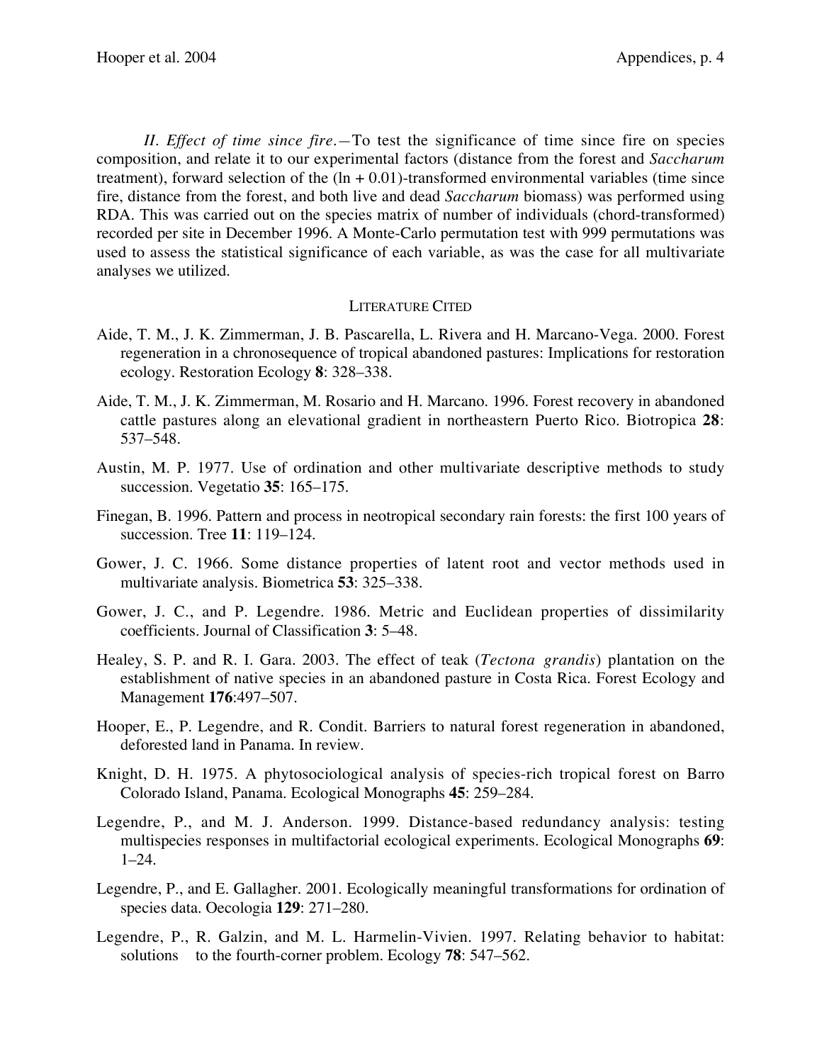*II. Effect of time since fire.—*To test the significance of time since fire on species composition, and relate it to our experimental factors (distance from the forest and *Saccharum* treatment), forward selection of the (ln + 0.01)-transformed environmental variables (time since fire, distance from the forest, and both live and dead *Saccharum* biomass) was performed using RDA. This was carried out on the species matrix of number of individuals (chord-transformed) recorded per site in December 1996. A Monte-Carlo permutation test with 999 permutations was used to assess the statistical significance of each variable, as was the case for all multivariate analyses we utilized.

## LITERATURE CITED

Aide, T. M., J. K. Zimmerman, J. B. Pascarella, L. Rivera and H. Marcano-Vega. 2000. Forest regeneration in a chronosequence of tropical abandoned pastures: Implications for restoration ecology. Restoration Ecology **8**: 328–338.

Aide, T. M., J. K. Zimmerman, M. Rosario and H. Marcano. 1996. Forest recovery in abandoned cattle pastures along an elevational gradient in northeastern Puerto Rico. Biotropica **28**: 537–548.

Austin, M. P. 1977. Use of ordination and other multivariate descriptive methods to study succession. Vegetatio **35**: 165–175.

Finegan, B. 1996. Pattern and process in neotropical secondary rain forests: the first 100 years of succession. Tree **11**: 119–124.

Gower, J. C. 1966. Some distance properties of latent root and vector methods used in multivariate analysis. Biometrica **53**: 325–338.

Gower, J. C., and P. Legendre. 1986. Metric and Euclidean properties of dissimilarity coefficients. Journal of Classification **3**: 5–48.

Healey, S. P. and R. I. Gara. 2003. The effect of teak (*Tectona grandis*) plantation on the establishment of native species in an abandoned pasture in Costa Rica. Forest Ecology and Management **176**:497–507.

Hooper, E., P. Legendre, and R. Condit. Barriers to natural forest regeneration in abandoned, deforested land in Panama. In review.

Knight, D. H. 1975. A phytosociological analysis of species-rich tropical forest on Barro Colorado Island, Panama. Ecological Monographs **45**: 259–284.

Legendre, P., and M. J. Anderson. 1999. Distance-based redundancy analysis: testing multispecies responses in multifactorial ecological experiments. Ecological Monographs **69**: 1–24.

Legendre, P., and E. Gallagher. 2001. Ecologically meaningful transformations for ordination of species data. Oecologia **129**: 271–280.

Legendre, P., R. Galzin, and M. L. Harmelin-Vivien. 1997. Relating behavior to habitat: solutions to the fourth-corner problem. Ecology **78**: 547–562.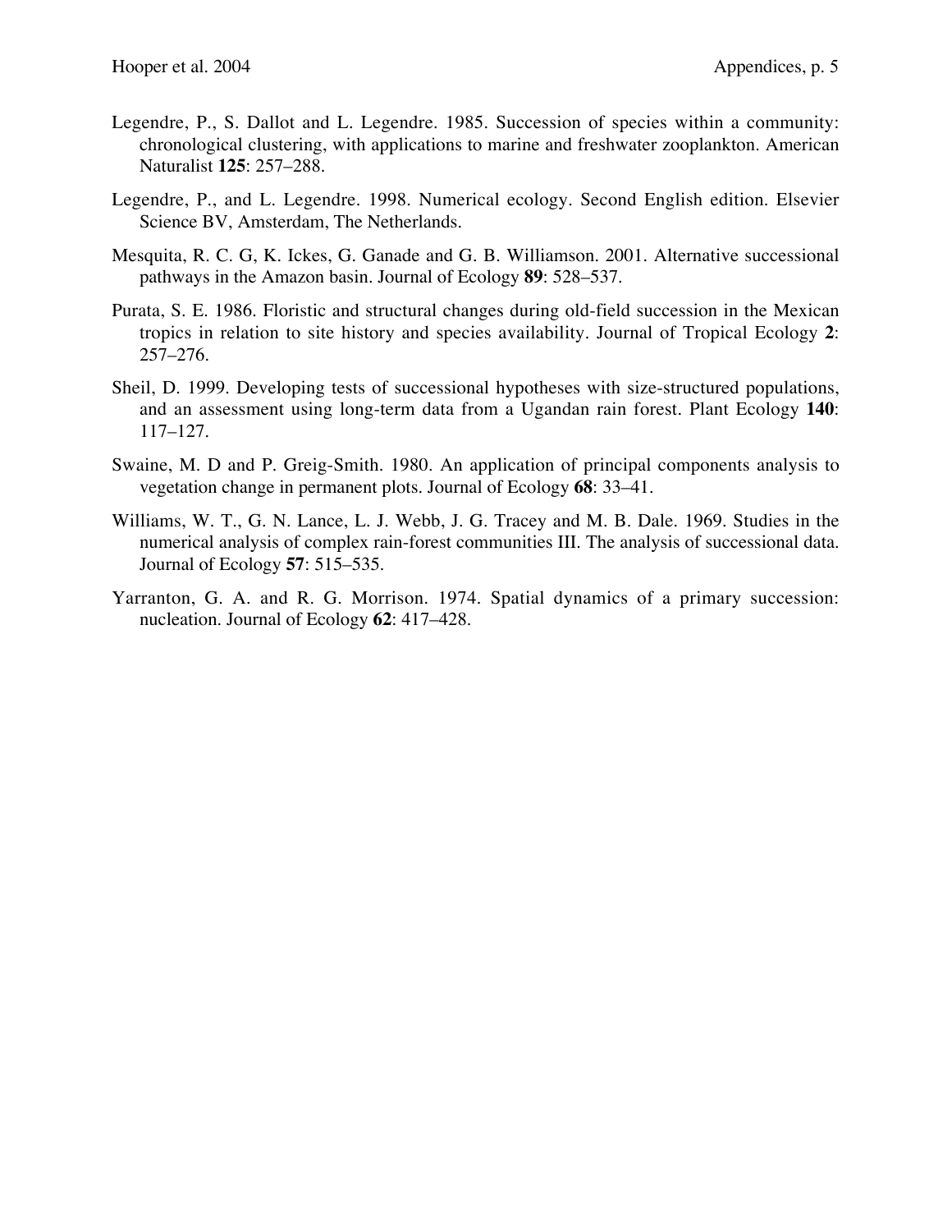Legendre, P., S. Dallot and L. Legendre. 1985. Succession of species within a community: chronological clustering, with applications to marine and freshwater zooplankton. American Naturalist **125**: 257–288.

Legendre, P., and L. Legendre. 1998. Numerical ecology. Second English edition. Elsevier Science BV, Amsterdam, The Netherlands.

Mesquita, R. C. G, K. Ickes, G. Ganade and G. B. Williamson. 2001. Alternative successional pathways in the Amazon basin. Journal of Ecology **89**: 528–537.

Purata, S. E. 1986. Floristic and structural changes during old-field succession in the Mexican tropics in relation to site history and species availability. Journal of Tropical Ecology **2**: 257–276.

Sheil, D. 1999. Developing tests of successional hypotheses with size-structured populations, and an assessment using long-term data from a Ugandan rain forest. Plant Ecology **140**: 117–127.

Swaine, M. D and P. Greig-Smith. 1980. An application of principal components analysis to vegetation change in permanent plots. Journal of Ecology **68**: 33–41.

Williams, W. T., G. N. Lance, L. J. Webb, J. G. Tracey and M. B. Dale. 1969. Studies in the numerical analysis of complex rain-forest communities III. The analysis of successional data. Journal of Ecology **57**: 515–535.

Yarranton, G. A. and R. G. Morrison. 1974. Spatial dynamics of a primary succession: nucleation. Journal of Ecology **62**: 417–428.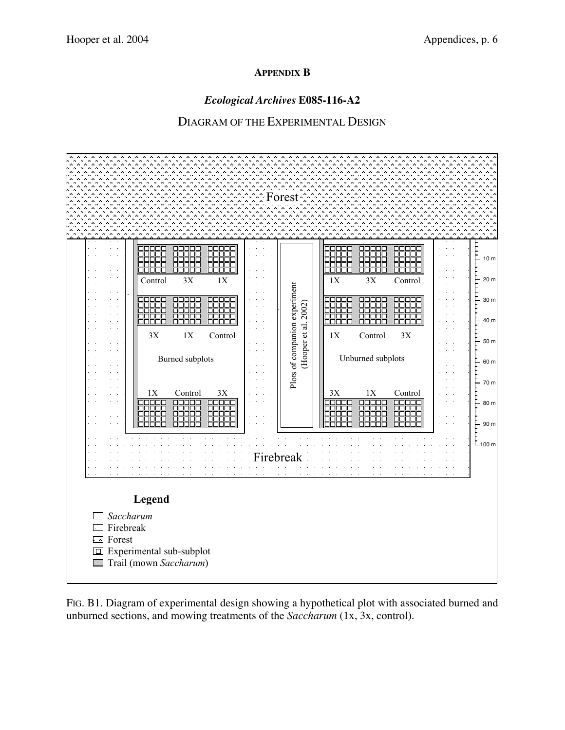## APPENDIX B

### *Ecological Archives* E085-116-A2

### DIAGRAM OF THE EXPERIMENTAL DESIGN

Forest

Control 3X 1X

3X 1X Control

Burned subplots

1X Control 3X

Plots of companion experiment (Hooper et al. 2002)

1X 3X Control

1X Control 3X

Unburned subplots

3X 1X Control

10 m
20 m
30 m
40 m
50 m
60 m
70 m
80 m
90 m
100 m

Firebreak

**Legend**

- *Saccharum*
- Firebreak
- Forest
- Experimental sub-subplot
- Trail (mown *Saccharum*)

FIG. B1. Diagram of experimental design showing a hypothetical plot with associated burned and unburned sections, and mowing treatments of the *Saccharum* (1x, 3x, control).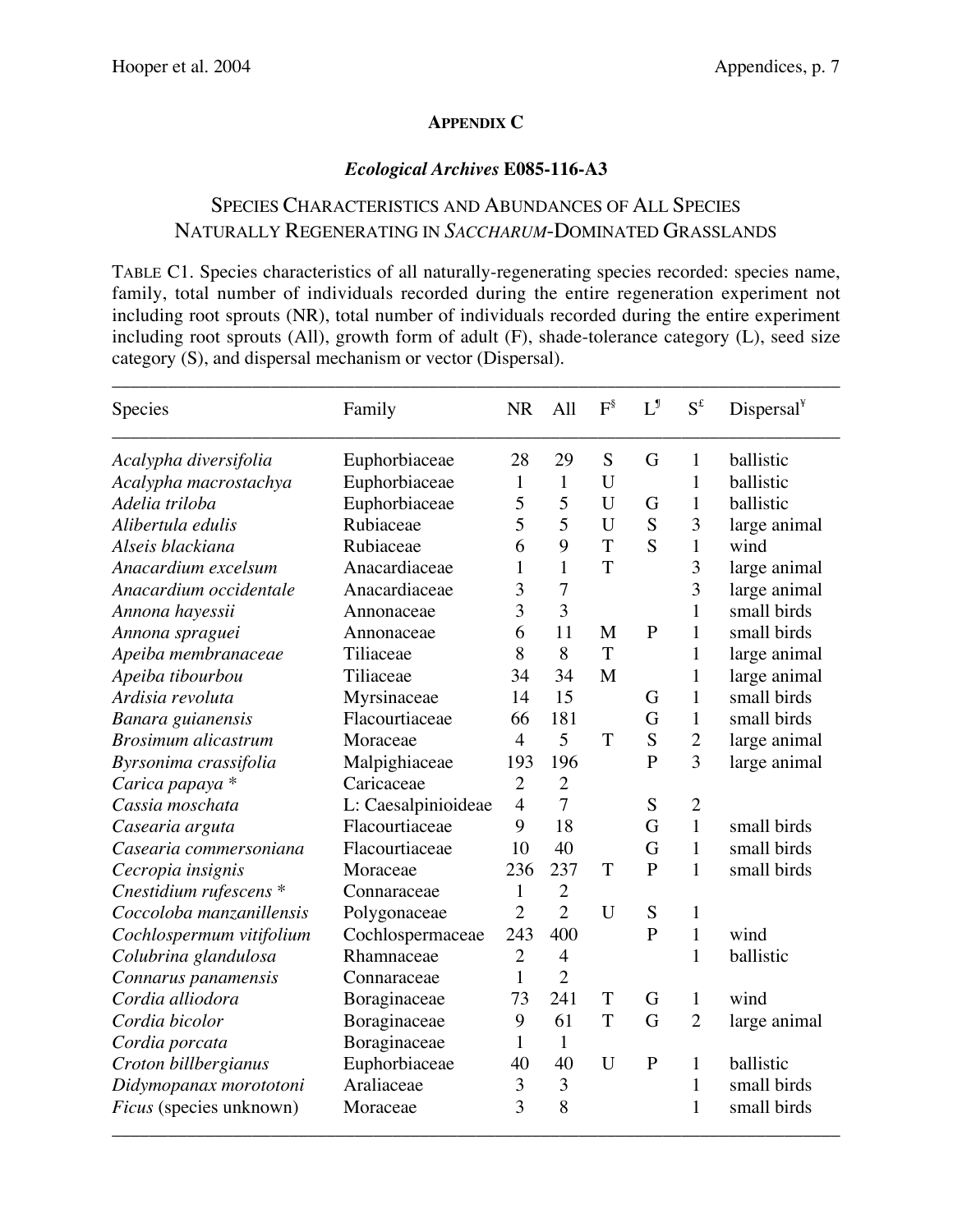**APPENDIX C**

***Ecological Archives* E085-116-A3**

## SPECIES CHARACTERISTICS AND ABUNDANCES OF ALL SPECIES NATURALLY REGENERATING IN *SACCHARUM*-DOMINATED GRASSLANDS

TABLE C1. Species characteristics of all naturally-regenerating species recorded: species name, family, total number of individuals recorded during the entire regeneration experiment not including root sprouts (NR), total number of individuals recorded during the entire experiment including root sprouts (All), growth form of adult (F), shade-tolerance category (L), seed size category (S), and dispersal mechanism or vector (Dispersal).

| Species | Family | NR | All | F[§] | L[¶] | S[£] | Dispersal[¥] |
|---|---|---|---|---|---|---|---|
| *Acalypha diversifolia* | Euphorbiaceae | 28 | 29 | S | G | 1 | ballistic |
| *Acalypha macrostachya* | Euphorbiaceae | 1 | 1 | U | | 1 | ballistic |
| *Adelia triloba* | Euphorbiaceae | 5 | 5 | U | G | 1 | ballistic |
| *Alibertula edulis* | Rubiaceae | 5 | 5 | U | S | 3 | large animal |
| *Alseis blackiana* | Rubiaceae | 6 | 9 | T | S | 1 | wind |
| *Anacardium excelsum* | Anacardiaceae | 1 | 1 | T | | 3 | large animal |
| *Anacardium occidentale* | Anacardiaceae | 3 | 7 | | | 3 | large animal |
| *Annona hayessii* | Annonaceae | 3 | 3 | | | 1 | small birds |
| *Annona spraguei* | Annonaceae | 6 | 11 | M | P | 1 | small birds |
| *Apeiba membranaceae* | Tiliaceae | 8 | 8 | T | | 1 | large animal |
| *Apeiba tibourbou* | Tiliaceae | 34 | 34 | M | | 1 | large animal |
| *Ardisia revoluta* | Myrsinaceae | 14 | 15 | | G | 1 | small birds |
| *Banara guianensis* | Flacourtiaceae | 66 | 181 | | G | 1 | small birds |
| *Brosimum alicastrum* | Moraceae | 4 | 5 | T | S | 2 | large animal |
| *Byrsonima crassifolia* | Malpighiaceae | 193 | 196 | | P | 3 | large animal |
| *Carica papaya* * | Caricaceae | 2 | 2 | | | | |
| *Cassia moschata* | L: Caesalpinioideae | 4 | 7 | | S | 2 | |
| *Casearia arguta* | Flacourtiaceae | 9 | 18 | | G | 1 | small birds |
| *Casearia commersoniana* | Flacourtiaceae | 10 | 40 | | G | 1 | small birds |
| *Cecropia insignis* | Moraceae | 236 | 237 | T | P | 1 | small birds |
| *Cnestidium rufescens* * | Connaraceae | 1 | 2 | | | | |
| *Coccoloba manzanillensis* | Polygonaceae | 2 | 2 | U | S | 1 | |
| *Cochlospermum vitifolium* | Cochlospermaceae | 243 | 400 | | P | 1 | wind |
| *Colubrina glandulosa* | Rhamnaceae | 2 | 4 | | | 1 | ballistic |
| *Connarus panamensis* | Connaraceae | 1 | 2 | | | | |
| *Cordia alliodora* | Boraginaceae | 73 | 241 | T | G | 1 | wind |
| *Cordia bicolor* | Boraginaceae | 9 | 61 | T | G | 2 | large animal |
| *Cordia porcata* | Boraginaceae | 1 | 1 | | | | |
| *Croton billbergianus* | Euphorbiaceae | 40 | 40 | U | P | 1 | ballistic |
| *Didymopanax morototoni* | Araliaceae | 3 | 3 | | | 1 | small birds |
| *Ficus* (species unknown) | Moraceae | 3 | 8 | | | 1 | small birds |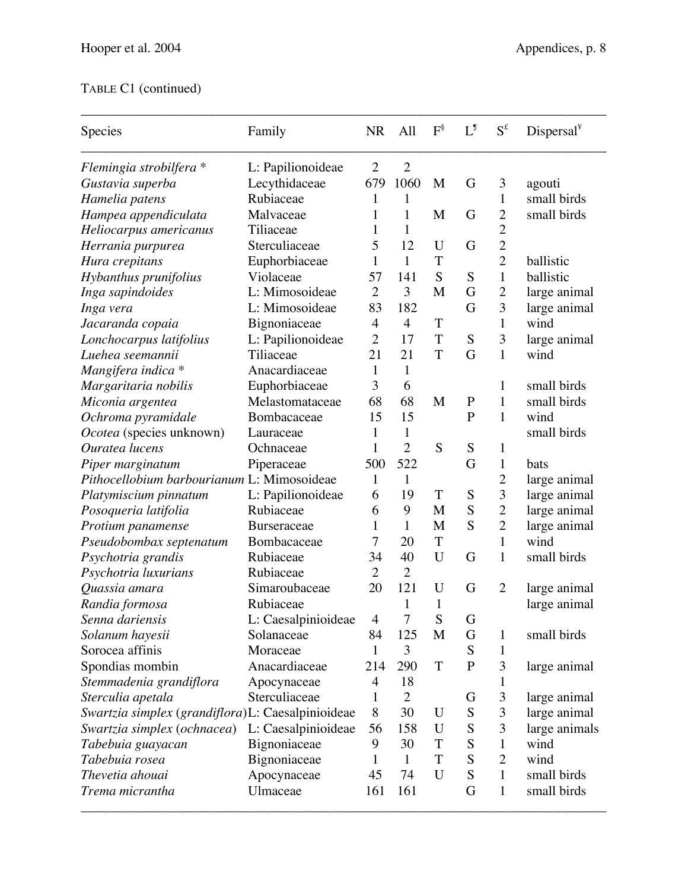TABLE C1 (continued)

| Species | Family | NR | All | F[§] | L[¶] | S[£] | Dispersal[¥] |
|---|---|---|---|---|---|---|---|
| *Flemingia strobilfera* * | L: Papilionoideae | 2 | 2 | | | | |
| *Gustavia superba* | Lecythidaceae | 679 | 1060 | M | G | 3 | agouti |
| *Hamelia patens* | Rubiaceae | 1 | 1 | | | 1 | small birds |
| *Hampea appendiculata* | Malvaceae | 1 | 1 | M | G | 2 | small birds |
| *Heliocarpus americanus* | Tiliaceae | 1 | 1 | | | 2 | |
| *Herrania purpurea* | Sterculiaceae | 5 | 12 | U | G | 2 | |
| *Hura crepitans* | Euphorbiaceae | 1 | 1 | T | | 2 | ballistic |
| *Hybanthus prunifolius* | Violaceae | 57 | 141 | S | S | 1 | ballistic |
| *Inga sapindoides* | L: Mimosoideae | 2 | 3 | M | G | 2 | large animal |
| *Inga vera* | L: Mimosoideae | 83 | 182 | | G | 3 | large animal |
| *Jacaranda copaia* | Bignoniaceae | 4 | 4 | T | | 1 | wind |
| *Lonchocarpus latifolius* | L: Papilionoideae | 2 | 17 | T | S | 3 | large animal |
| *Luehea seemannii* | Tiliaceae | 21 | 21 | T | G | 1 | wind |
| *Mangifera indica* * | Anacardiaceae | 1 | 1 | | | | |
| *Margaritaria nobilis* | Euphorbiaceae | 3 | 6 | | | 1 | small birds |
| *Miconia argentea* | Melastomataceae | 68 | 68 | M | P | 1 | small birds |
| *Ochroma pyramidale* | Bombacaceae | 15 | 15 | | P | 1 | wind |
| *Ocotea* (species unknown) | Lauraceae | 1 | 1 | | | | small birds |
| *Ouratea lucens* | Ochnaceae | 1 | 2 | S | S | 1 | |
| *Piper marginatum* | Piperaceae | 500 | 522 | | G | 1 | bats |
| *Pithocellobium barbourianum* | L: Mimosoideae | 1 | 1 | | | 2 | large animal |
| *Platymiscium pinnatum* | L: Papilionoideae | 6 | 19 | T | S | 3 | large animal |
| *Posoqueria latifolia* | Rubiaceae | 6 | 9 | M | S | 2 | large animal |
| *Protium panamense* | Burseraceae | 1 | 1 | M | S | 2 | large animal |
| *Pseudobombax septenatum* | Bombacaceae | 7 | 20 | T | | 1 | wind |
| *Psychotria grandis* | Rubiaceae | 34 | 40 | U | G | 1 | small birds |
| *Psychotria luxurians* | Rubiaceae | 2 | 2 | | | | |
| *Quassia amara* | Simaroubaceae | 20 | 121 | U | G | 2 | large animal |
| *Randia formosa* | Rubiaceae | | 1 | 1 | | | large animal |
| *Senna dariensis* | L: Caesalpinioideae | 4 | 7 | S | G | | |
| *Solanum hayesii* | Solanaceae | 84 | 125 | M | G | 1 | small birds |
| Sorocea affinis | Moraceae | 1 | 3 | | S | 1 | |
| Spondias mombin | Anacardiaceae | 214 | 290 | T | P | 3 | large animal |
| *Stemmadenia grandiflora* | Apocynaceae | 4 | 18 | | | 1 | |
| *Sterculia apetala* | Sterculiaceae | 1 | 2 | | G | 3 | large animal |
| *Swartzia simplex* (*grandiflora*) | L: Caesalpinioideae | 8 | 30 | U | S | 3 | large animal |
| *Swartzia simplex* (*ochnacea*) | L: Caesalpinioideae | 56 | 158 | U | S | 3 | large animals |
| *Tabebuia guayacan* | Bignoniaceae | 9 | 30 | T | S | 1 | wind |
| *Tabebuia rosea* | Bignoniaceae | 1 | 1 | T | S | 2 | wind |
| *Thevetia ahouai* | Apocynaceae | 45 | 74 | U | S | 1 | small birds |
| *Trema micrantha* | Ulmaceae | 161 | 161 | | G | 1 | small birds |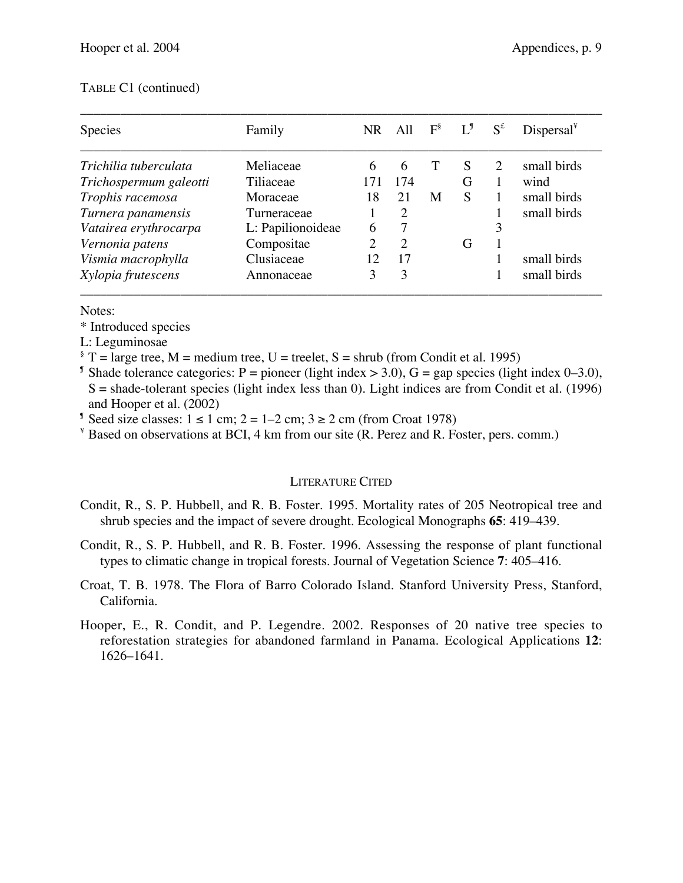TABLE C1 (continued)

| Species | Family | NR | All | F[§] | L[¶] | S[£] | Dispersal[¥] |
|---|---|---|---|---|---|---|---|
| *Trichilia tuberculata* | Meliaceae | 6 | 6 | T | S | 2 | small birds |
| *Trichospermum galeotti* | Tiliaceae | 171 | 174 | | G | 1 | wind |
| *Trophis racemosa* | Moraceae | 18 | 21 | M | S | 1 | small birds |
| *Turnera panamensis* | Turneraceae | 1 | 2 | | | 1 | small birds |
| *Vatairea erythrocarpa* | L: Papilionoideae | 6 | 7 | | | 3 | |
| *Vernonia patens* | Compositae | 2 | 2 | | G | 1 | |
| *Vismia macrophylla* | Clusiaceae | 12 | 17 | | | 1 | small birds |
| *Xylopia frutescens* | Annonaceae | 3 | 3 | | | 1 | small birds |

Notes:

* Introduced species

L: Leguminosae

[§] T = large tree, M = medium tree, U = treelet, S = shrub (from Condit et al. 1995)

[¶] Shade tolerance categories: P = pioneer (light index > 3.0), G = gap species (light index 0–3.0), S = shade-tolerant species (light index less than 0). Light indices are from Condit et al. (1996) and Hooper et al. (2002)

[¶] Seed size classes: 1 ≤ 1 cm; 2 = 1–2 cm; 3 ≥ 2 cm (from Croat 1978)

[¥] Based on observations at BCI, 4 km from our site (R. Perez and R. Foster, pers. comm.)

## LITERATURE CITED

Condit, R., S. P. Hubbell, and R. B. Foster. 1995. Mortality rates of 205 Neotropical tree and shrub species and the impact of severe drought. Ecological Monographs **65**: 419–439.

Condit, R., S. P. Hubbell, and R. B. Foster. 1996. Assessing the response of plant functional types to climatic change in tropical forests. Journal of Vegetation Science **7**: 405–416.

Croat, T. B. 1978. The Flora of Barro Colorado Island. Stanford University Press, Stanford, California.

Hooper, E., R. Condit, and P. Legendre. 2002. Responses of 20 native tree species to reforestation strategies for abandoned farmland in Panama. Ecological Applications **12**: 1626–1641.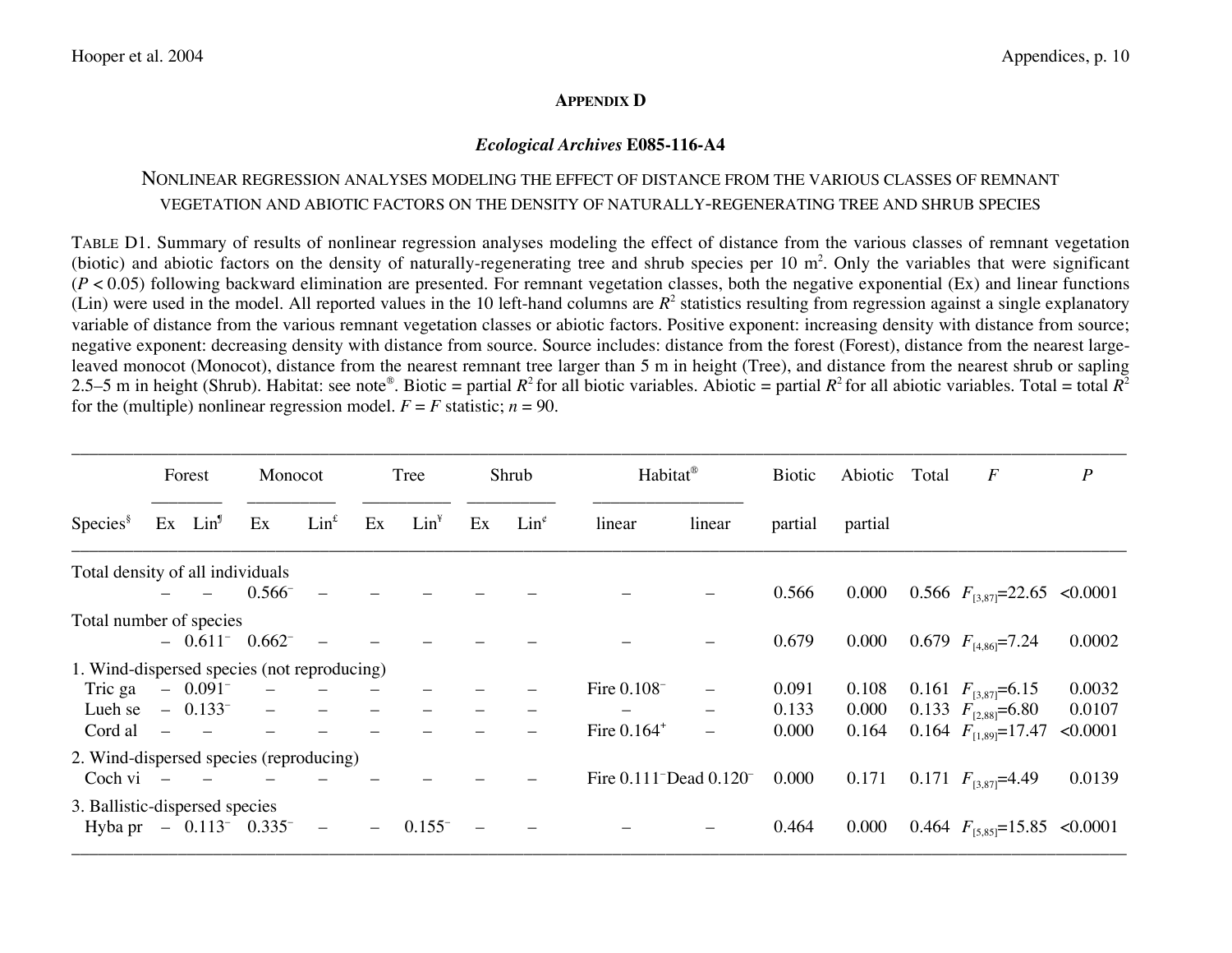## Appendix D

### *Ecological Archives* E085-116-A4

### Nonlinear regression analyses modeling the effect of distance from the various classes of remnant vegetation and abiotic factors on the density of naturally-regenerating tree and shrub species

Table D1. Summary of results of nonlinear regression analyses modeling the effect of distance from the various classes of remnant vegetation (biotic) and abiotic factors on the density of naturally-regenerating tree and shrub species per 10 m$^2$. Only the variables that were significant ($P < 0.05$) following backward elimination are presented. For remnant vegetation classes, both the negative exponential (Ex) and linear functions (Lin) were used in the model. All reported values in the 10 left-hand columns are $R^2$ statistics resulting from regression against a single explanatory variable of distance from the various remnant vegetation classes or abiotic factors. Positive exponent: increasing density with distance from source; negative exponent: decreasing density with distance from source. Source includes: distance from the forest (Forest), distance from the nearest large-leaved monocot (Monocot), distance from the nearest remnant tree larger than 5 m in height (Tree), and distance from the nearest shrub or sapling 2.5–5 m in height (Shrub). Habitat: see note®. Biotic = partial $R^2$ for all biotic variables. Abiotic = partial $R^2$ for all abiotic variables. Total = total $R^2$ for the (multiple) nonlinear regression model. $F$ = $F$ statistic; $n$ = 90.

| | Forest | | Monocot | | Tree | | Shrub | | Habitat® | | Biotic | Abiotic | Total | $F$ | $P$ |
|---|---|---|---|---|---|---|---|---|---|---|---|---|---|---|---|
| Species§ | Ex | Lin¶ | Ex | Lin£ | Ex | Lin¥ | Ex | Lin¢ | linear | linear | partial | partial | | | |
| Total density of all individuals | | | | | | | | | | | | | | | |
| | – | – | 0.566$^-$ | – | – | – | – | – | – | – | 0.566 | 0.000 | 0.566 | $F_{[3,87]}$=22.65 | <0.0001 |
| Total number of species | | | | | | | | | | | | | | | |
| | – | 0.611$^-$ | 0.662$^-$ | – | – | – | – | – | – | – | 0.679 | 0.000 | 0.679 | $F_{[4,86]}$=7.24 | 0.0002 |
| 1. Wind-dispersed species (not reproducing) | | | | | | | | | | | | | | | |
| Tric ga | – | 0.091$^-$ | – | – | – | – | – | – | Fire 0.108$^-$ | – | 0.091 | 0.108 | 0.161 | $F_{[3,87]}$=6.15 | 0.0032 |
| Lueh se | – | 0.133$^-$ | – | – | – | – | – | – | – | – | 0.133 | 0.000 | 0.133 | $F_{[2,88]}$=6.80 | 0.0107 |
| Cord al | – | – | – | – | – | – | – | – | Fire 0.164$^+$ | – | 0.000 | 0.164 | 0.164 | $F_{[1,89]}$=17.47 | <0.0001 |
| 2. Wind-dispersed species (reproducing) | | | | | | | | | | | | | | | |
| Coch vi | – | – | – | – | – | – | – | – | Fire 0.111$^-$ | Dead 0.120$^-$ | 0.000 | 0.171 | 0.171 | $F_{[3,87]}$=4.49 | 0.0139 |
| 3. Ballistic-dispersed species | | | | | | | | | | | | | | | |
| Hyba pr | – | 0.113$^-$ | 0.335$^-$ | – | – | 0.155$^-$ | – | – | – | – | 0.464 | 0.000 | 0.464 | $F_{[5,85]}$=15.85 | <0.0001 |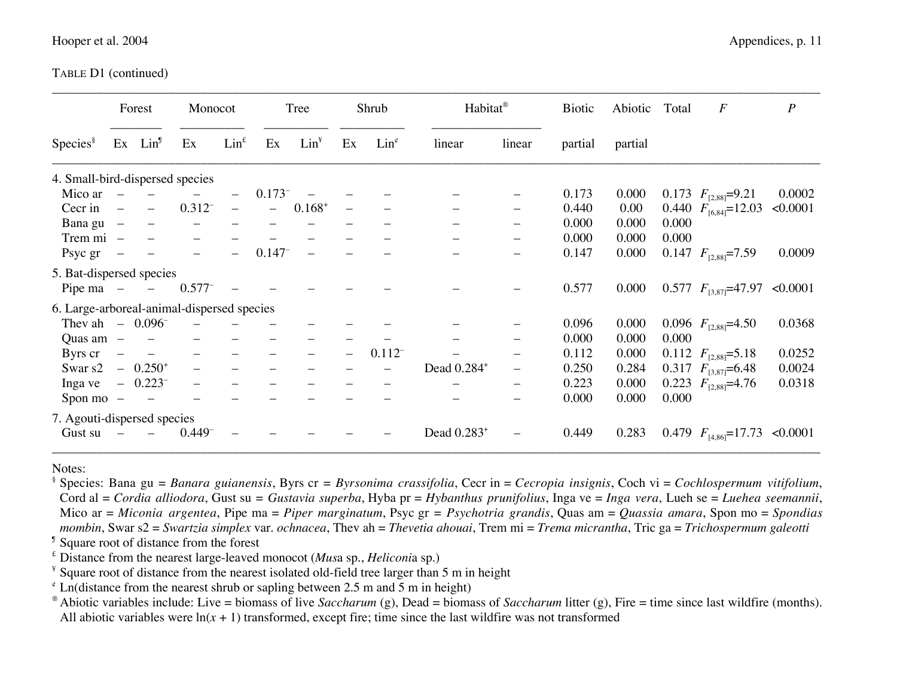TABLE D1 (continued)

| Species[§] | Forest Ex | Forest Lin[¶] | Monocot Ex | Monocot Lin[£] | Tree Ex | Tree Lin[¥] | Shrub Ex | Shrub Lin[¢] | Habitat[®] linear | Habitat[®] linear | Biotic partial | Abiotic partial | Total | *F* | *P* |
|---|---|---|---|---|---|---|---|---|---|---|---|---|---|---|---|
| 4. Small-bird-dispersed species | | | | | | | | | | | | | | | |
| Mico ar | – | – | – | – | $0.173^-$ | – | – | – | – | – | 0.173 | 0.000 | 0.173 | $F_{[2,88]}=9.21$ | 0.0002 |
| Cecr in | – | – | $0.312^-$ | – | – | $0.168^+$ | – | – | – | – | 0.440 | 0.00 | 0.440 | $F_{[6,84]}=12.03$ | <0.0001 |
| Bana gu | – | – | – | – | – | – | – | – | – | – | 0.000 | 0.000 | 0.000 | | |
| Trem mi | – | – | – | – | – | – | – | – | – | – | 0.000 | 0.000 | 0.000 | | |
| Psyc gr | – | – | – | – | $0.147^-$ | – | – | – | – | – | 0.147 | 0.000 | 0.147 | $F_{[2,88]}=7.59$ | 0.0009 |
| 5. Bat-dispersed species | | | | | | | | | | | | | | | |
| Pipe ma | – | – | $0.577^-$ | – | – | – | – | – | – | – | 0.577 | 0.000 | 0.577 | $F_{[3,87]}=47.97$ | <0.0001 |
| 6. Large-arboreal-animal-dispersed species | | | | | | | | | | | | | | | |
| Thev ah | – | $0.096^-$ | – | – | – | – | – | – | – | – | 0.096 | 0.000 | 0.096 | $F_{[2,88]}=4.50$ | 0.0368 |
| Quas am | – | – | – | – | – | – | – | – | – | – | 0.000 | 0.000 | 0.000 | | |
| Byrs cr | – | – | – | – | – | – | – | $0.112^-$ | – | – | 0.112 | 0.000 | 0.112 | $F_{[2,88]}=5.18$ | 0.0252 |
| Swar s2 | – | $0.250^+$ | – | – | – | – | – | – | Dead $0.284^+$ | – | 0.250 | 0.284 | 0.317 | $F_{[3,87]}=6.48$ | 0.0024 |
| Inga ve | – | $0.223^-$ | – | – | – | – | – | – | – | – | 0.223 | 0.000 | 0.223 | $F_{[2,88]}=4.76$ | 0.0318 |
| Spon mo | – | – | – | – | – | – | – | – | – | – | 0.000 | 0.000 | 0.000 | | |
| 7. Agouti-dispersed species | | | | | | | | | | | | | | | |
| Gust su | – | – | $0.449^-$ | – | – | – | – | – | Dead $0.283^+$ | – | 0.449 | 0.283 | 0.479 | $F_{[4,86]}=17.73$ | <0.0001 |

Notes:

[§] Species: Bana gu = *Banara guianensis*, Byrs cr = *Byrsonima crassifolia*, Cecr in = *Cecropia insignis*, Coch vi = *Cochlospermum vitifolium*, Cord al = *Cordia alliodora*, Gust su = *Gustavia superba*, Hyba pr = *Hybanthus prunifolius*, Inga ve = *Inga vera*, Lueh se = *Luehea seemannii*, Mico ar = *Miconia argentea*, Pipe ma = *Piper marginatum*, Psyc gr = *Psychotria grandis*, Quas am = *Quassia amara*, Spon mo = *Spondias mombin*, Swar s2 = *Swartzia simplex* var. *ochnacea*, Thev ah = *Thevetia ahouai*, Trem mi = *Trema micrantha*, Tric ga = *Trichospermum galeotti*

[¶] Square root of distance from the forest

[£] Distance from the nearest large-leaved monocot (*Musa* sp., *Heliconia* sp.)

[¥] Square root of distance from the nearest isolated old-field tree larger than 5 m in height

[¢] Ln(distance from the nearest shrub or sapling between 2.5 m and 5 m in height)

[®] Abiotic variables include: Live = biomass of live *Saccharum* (g), Dead = biomass of *Saccharum* litter (g), Fire = time since last wildfire (months). All abiotic variables were $\ln(x + 1)$ transformed, except fire; time since the last wildfire was not transformed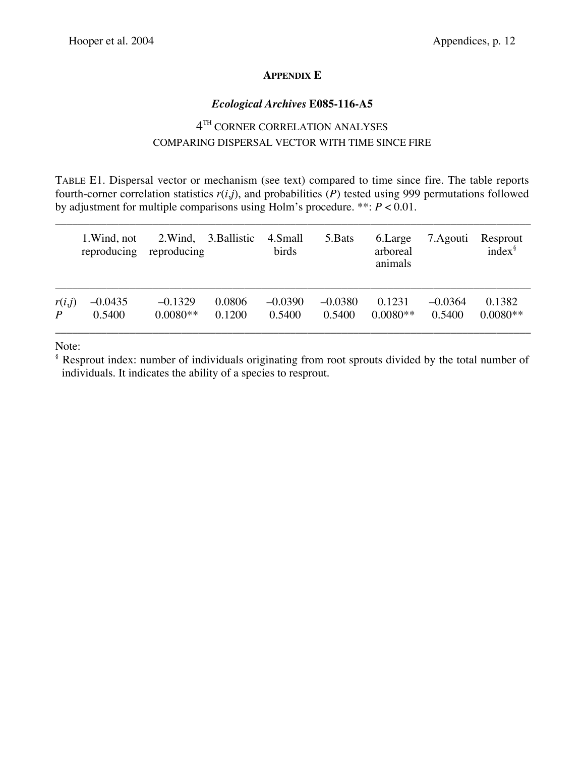## APPENDIX E

### *Ecological Archives* E085-116-A5

### 4[TH] CORNER CORRELATION ANALYSES COMPARING DISPERSAL VECTOR WITH TIME SINCE FIRE

TABLE E1. Dispersal vector or mechanism (see text) compared to time since fire. The table reports fourth-corner correlation statistics $r(i,j)$, and probabilities ($P$) tested using 999 permutations followed by adjustment for multiple comparisons using Holm's procedure. **: $P < 0.01$.

| | 1.Wind, not reproducing | 2.Wind, reproducing | 3.Ballistic | 4.Small birds | 5.Bats | 6.Large arboreal animals | 7.Agouti | Resprout index[§] |
|---|---|---|---|---|---|---|---|---|
| $r(i,j)$ | –0.0435 | –0.1329 | 0.0806 | –0.0390 | –0.0380 | 0.1231 | –0.0364 | 0.1382 |
| $P$ | 0.5400 | 0.0080** | 0.1200 | 0.5400 | 0.5400 | 0.0080** | 0.5400 | 0.0080** |

Note:

[§] Resprout index: number of individuals originating from root sprouts divided by the total number of individuals. It indicates the ability of a species to resprout.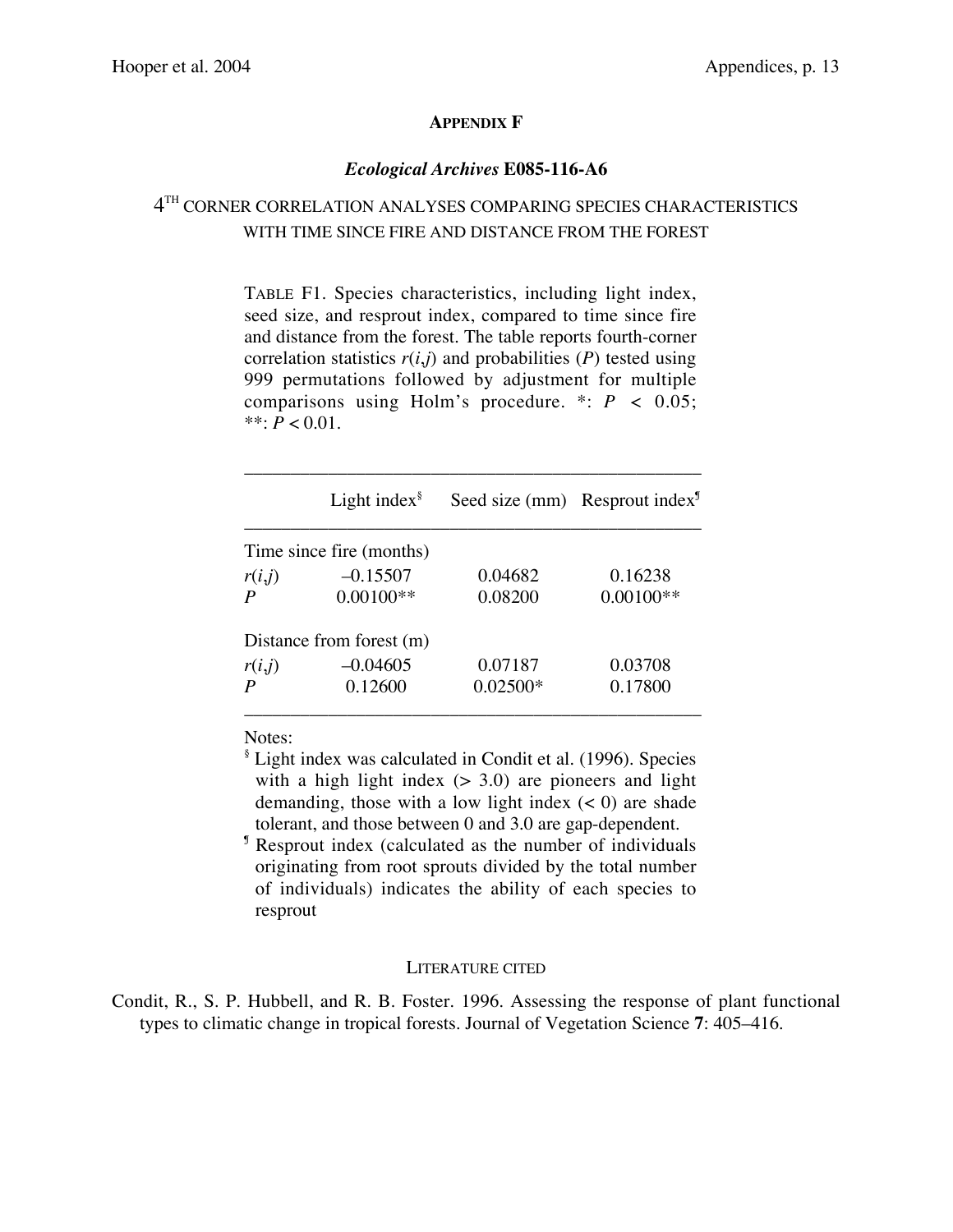## APPENDIX F

### *Ecological Archives* E085-116-A6

### 4[TH] CORNER CORRELATION ANALYSES COMPARING SPECIES CHARACTERISTICS WITH TIME SINCE FIRE AND DISTANCE FROM THE FOREST

TABLE F1. Species characteristics, including light index, seed size, and resprout index, compared to time since fire and distance from the forest. The table reports fourth-corner correlation statistics $r(i,j)$ and probabilities ($P$) tested using 999 permutations followed by adjustment for multiple comparisons using Holm's procedure. *: $P < 0.05$; **: $P < 0.01$.

| | Light index[§] | Seed size (mm) | Resprout index[¶] |
|---|---|---|---|
| Time since fire (months) | | | |
| $r(i,j)$ | –0.15507 | 0.04682 | 0.16238 |
| $P$ | 0.00100** | 0.08200 | 0.00100** |
| Distance from forest (m) | | | |
| $r(i,j)$ | –0.04605 | 0.07187 | 0.03708 |
| $P$ | 0.12600 | 0.02500* | 0.17800 |

Notes:

[§] Light index was calculated in Condit et al. (1996). Species with a high light index (> 3.0) are pioneers and light demanding, those with a low light index (< 0) are shade tolerant, and those between 0 and 3.0 are gap-dependent.

[¶] Resprout index (calculated as the number of individuals originating from root sprouts divided by the total number of individuals) indicates the ability of each species to resprout

#### LITERATURE CITED

Condit, R., S. P. Hubbell, and R. B. Foster. 1996. Assessing the response of plant functional types to climatic change in tropical forests. Journal of Vegetation Science **7**: 405–416.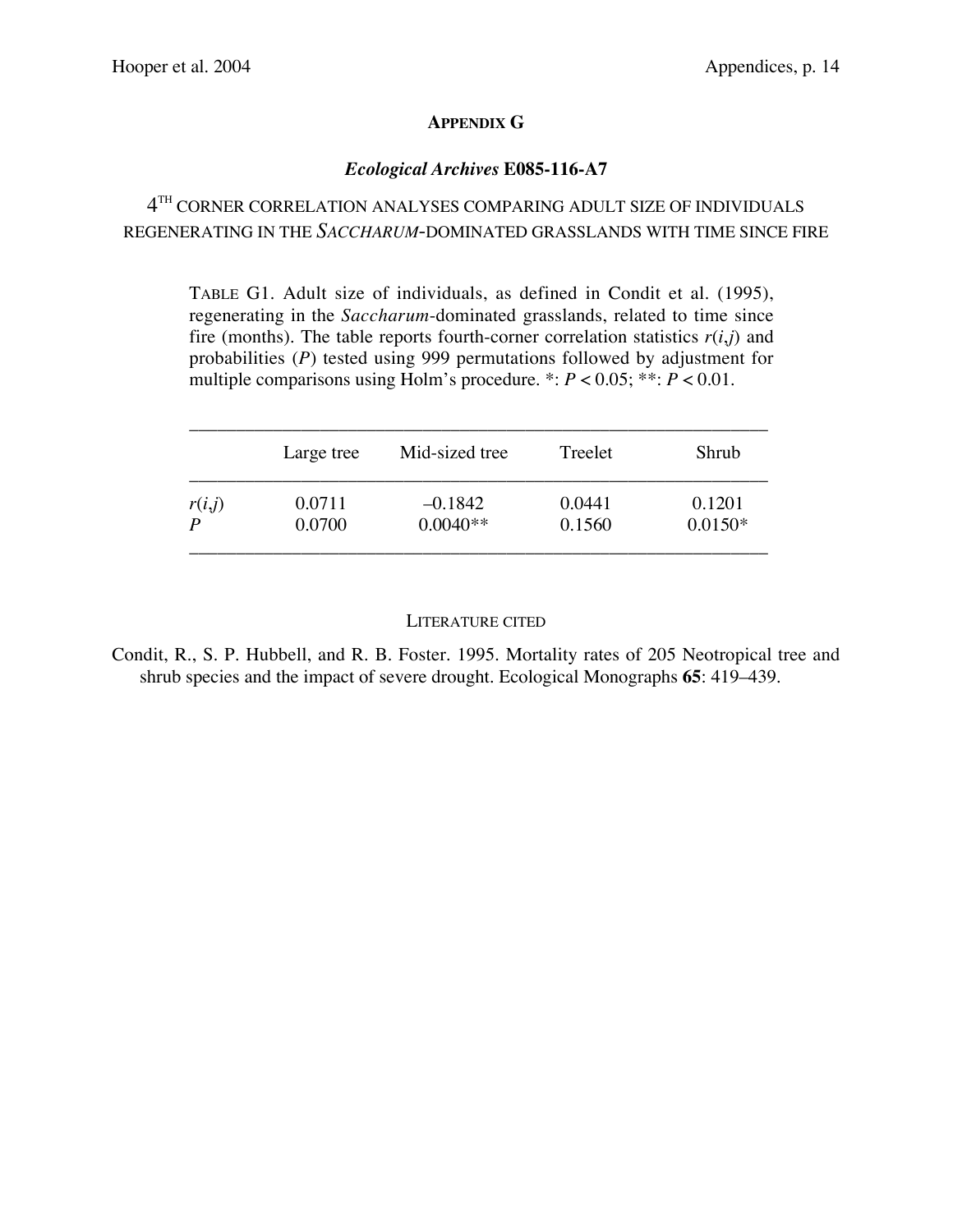## APPENDIX G

### *Ecological Archives* E085-116-A7

### 4TH CORNER CORRELATION ANALYSES COMPARING ADULT SIZE OF INDIVIDUALS REGENERATING IN THE *SACCHARUM*-DOMINATED GRASSLANDS WITH TIME SINCE FIRE

TABLE G1. Adult size of individuals, as defined in Condit et al. (1995), regenerating in the *Saccharum*-dominated grasslands, related to time since fire (months). The table reports fourth-corner correlation statistics $r(i,j)$ and probabilities ($P$) tested using 999 permutations followed by adjustment for multiple comparisons using Holm's procedure. *: $P < 0.05$; **: $P < 0.01$.

| | Large tree | Mid-sized tree | Treelet | Shrub |
|---|---|---|---|---|
| $r(i,j)$ | 0.0711 | –0.1842 | 0.0441 | 0.1201 |
| $P$ | 0.0700 | 0.0040** | 0.1560 | 0.0150* |

LITERATURE CITED

Condit, R., S. P. Hubbell, and R. B. Foster. 1995. Mortality rates of 205 Neotropical tree and shrub species and the impact of severe drought. Ecological Monographs **65**: 419–439.